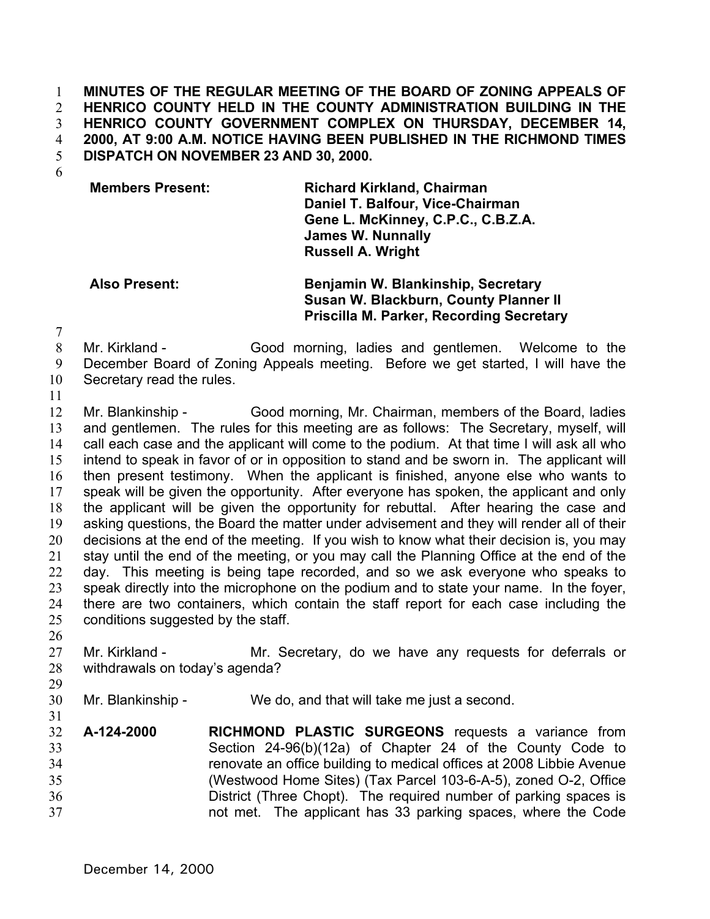**MINUTES OF THE REGULAR MEETING OF THE BOARD OF ZONING APPEALS OF HENRICO COUNTY HELD IN THE COUNTY ADMINISTRATION BUILDING IN THE HENRICO COUNTY GOVERNMENT COMPLEX ON THURSDAY, DECEMBER 14, 2000, AT 9:00 A.M. NOTICE HAVING BEEN PUBLISHED IN THE RICHMOND TIMES DISPATCH ON NOVEMBER 23 AND 30, 2000.**

| | |
|---|---|
| **Members Present:** | **Richard Kirkland, Chairman** |
| | **Daniel T. Balfour, Vice-Chairman** |
| | **Gene L. McKinney, C.P.C., C.B.Z.A.** |
| | **James W. Nunnally** |
| | **Russell A. Wright** |
| **Also Present:** | **Benjamin W. Blankinship, Secretary** |
| | **Susan W. Blackburn, County Planner II** |
| | **Priscilla M. Parker, Recording Secretary** |

Mr. Kirkland - Good morning, ladies and gentlemen. Welcome to the December Board of Zoning Appeals meeting. Before we get started, I will have the Secretary read the rules.

Mr. Blankinship - Good morning, Mr. Chairman, members of the Board, ladies and gentlemen. The rules for this meeting are as follows: The Secretary, myself, will call each case and the applicant will come to the podium. At that time I will ask all who intend to speak in favor of or in opposition to stand and be sworn in. The applicant will then present testimony. When the applicant is finished, anyone else who wants to speak will be given the opportunity. After everyone has spoken, the applicant and only the applicant will be given the opportunity for rebuttal. After hearing the case and asking questions, the Board the matter under advisement and they will render all of their decisions at the end of the meeting. If you wish to know what their decision is, you may stay until the end of the meeting, or you may call the Planning Office at the end of the day. This meeting is being tape recorded, and so we ask everyone who speaks to speak directly into the microphone on the podium and to state your name. In the foyer, there are two containers, which contain the staff report for each case including the conditions suggested by the staff.

Mr. Kirkland - Mr. Secretary, do we have any requests for deferrals or withdrawals on today's agenda?

Mr. Blankinship - We do, and that will take me just a second.

**A-124-2000** **RICHMOND PLASTIC SURGEONS** requests a variance from Section 24-96(b)(12a) of Chapter 24 of the County Code to renovate an office building to medical offices at 2008 Libbie Avenue (Westwood Home Sites) (Tax Parcel 103-6-A-5), zoned O-2, Office District (Three Chopt). The required number of parking spaces is not met. The applicant has 33 parking spaces, where the Code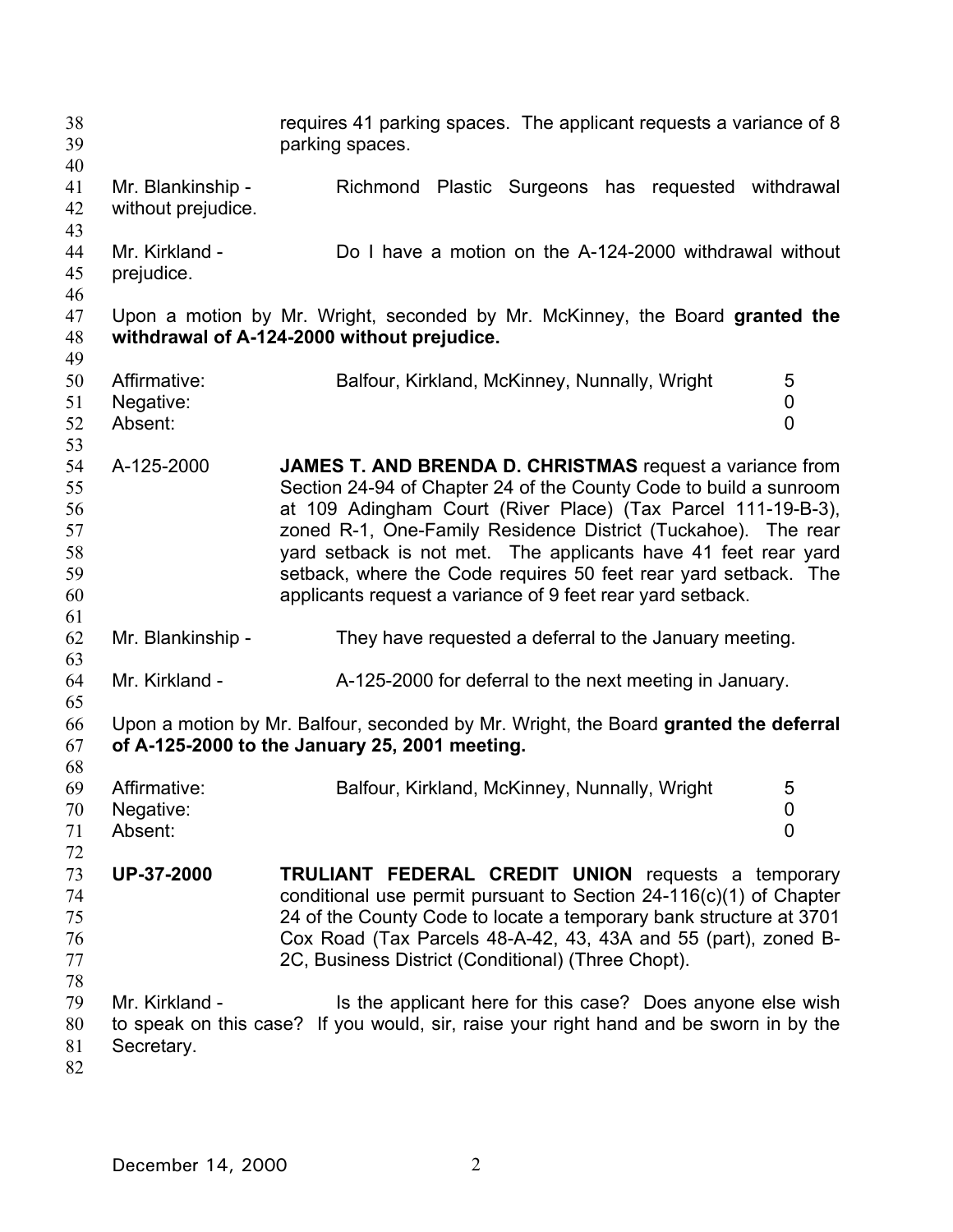requires 41 parking spaces. The applicant requests a variance of 8 parking spaces.

Mr. Blankinship - Richmond Plastic Surgeons has requested withdrawal without prejudice.

Mr. Kirkland - Do I have a motion on the A-124-2000 withdrawal without prejudice.

Upon a motion by Mr. Wright, seconded by Mr. McKinney, the Board **granted the withdrawal of A-124-2000 without prejudice.**

| | | |
|---|---|---|
| Affirmative: | Balfour, Kirkland, McKinney, Nunnally, Wright | 5 |
| Negative: | | 0 |
| Absent: | | 0 |

A-125-2000 **JAMES T. AND BRENDA D. CHRISTMAS** request a variance from Section 24-94 of Chapter 24 of the County Code to build a sunroom at 109 Adingham Court (River Place) (Tax Parcel 111-19-B-3), zoned R-1, One-Family Residence District (Tuckahoe). The rear yard setback is not met. The applicants have 41 feet rear yard setback, where the Code requires 50 feet rear yard setback. The applicants request a variance of 9 feet rear yard setback.

Mr. Blankinship - They have requested a deferral to the January meeting.

Mr. Kirkland - A-125-2000 for deferral to the next meeting in January.

Upon a motion by Mr. Balfour, seconded by Mr. Wright, the Board **granted the deferral of A-125-2000 to the January 25, 2001 meeting.**

| | | |
|---|---|---|
| Affirmative: | Balfour, Kirkland, McKinney, Nunnally, Wright | 5 |
| Negative: | | 0 |
| Absent: | | 0 |

**UP-37-2000** **TRULIANT FEDERAL CREDIT UNION** requests a temporary conditional use permit pursuant to Section 24-116(c)(1) of Chapter 24 of the County Code to locate a temporary bank structure at 3701 Cox Road (Tax Parcels 48-A-42, 43, 43A and 55 (part), zoned B-2C, Business District (Conditional) (Three Chopt).

Mr. Kirkland - Is the applicant here for this case? Does anyone else wish to speak on this case? If you would, sir, raise your right hand and be sworn in by the Secretary.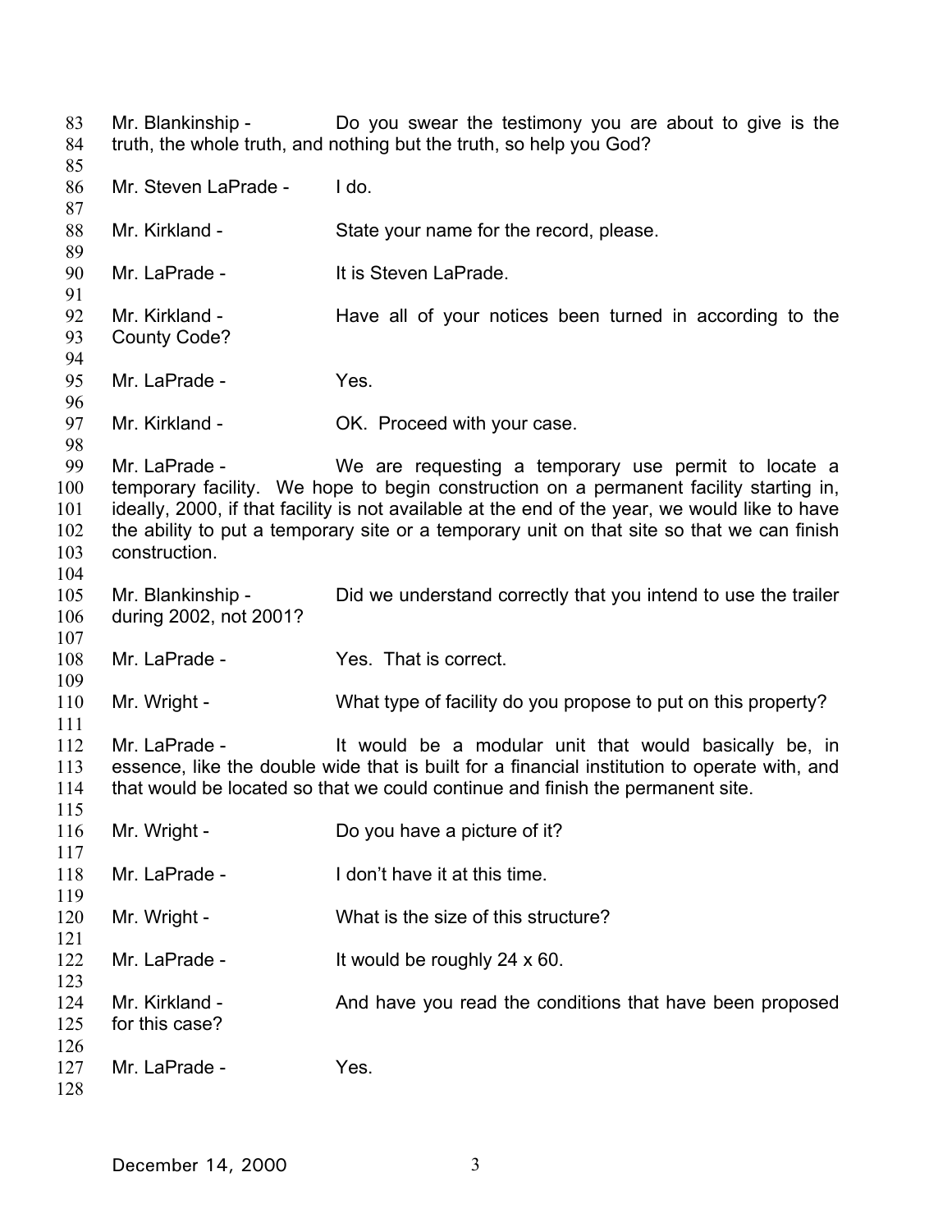Mr. Blankinship - Do you swear the testimony you are about to give is the truth, the whole truth, and nothing but the truth, so help you God?

Mr. Steven LaPrade - I do.

Mr. Kirkland - State your name for the record, please.

Mr. LaPrade - It is Steven LaPrade.

Mr. Kirkland - Have all of your notices been turned in according to the County Code?

Mr. LaPrade - Yes.

Mr. Kirkland - OK. Proceed with your case.

Mr. LaPrade - We are requesting a temporary use permit to locate a temporary facility. We hope to begin construction on a permanent facility starting in, ideally, 2000, if that facility is not available at the end of the year, we would like to have the ability to put a temporary site or a temporary unit on that site so that we can finish construction.

Mr. Blankinship - Did we understand correctly that you intend to use the trailer during 2002, not 2001?

Mr. LaPrade - Yes. That is correct.

Mr. Wright - What type of facility do you propose to put on this property?

Mr. LaPrade - It would be a modular unit that would basically be, in essence, like the double wide that is built for a financial institution to operate with, and that would be located so that we could continue and finish the permanent site.

Mr. Wright - Do you have a picture of it?

Mr. LaPrade - I don't have it at this time.

Mr. Wright - What is the size of this structure?

Mr. LaPrade - It would be roughly 24 x 60.

Mr. Kirkland - And have you read the conditions that have been proposed for this case?

Mr. LaPrade - Yes.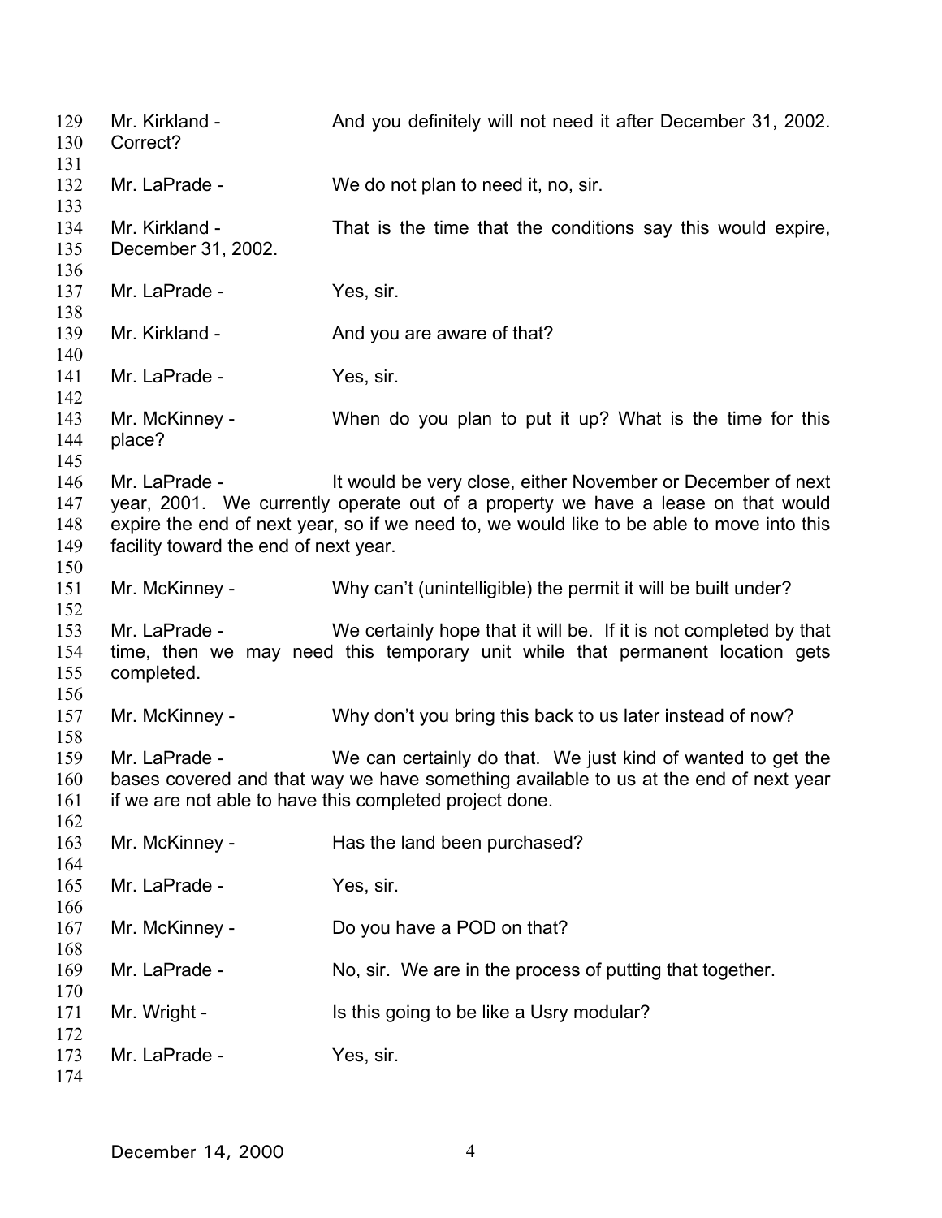129 Mr. Kirkland - And you definitely will not need it after December 31, 2002.
130 Correct?
131
132 Mr. LaPrade - We do not plan to need it, no, sir.
133
134 Mr. Kirkland - That is the time that the conditions say this would expire,
135 December 31, 2002.
136
137 Mr. LaPrade - Yes, sir.
138
139 Mr. Kirkland - And you are aware of that?
140
141 Mr. LaPrade - Yes, sir.
142
143 Mr. McKinney - When do you plan to put it up? What is the time for this
144 place?
145
146 Mr. LaPrade - It would be very close, either November or December of next
147 year, 2001. We currently operate out of a property we have a lease on that would
148 expire the end of next year, so if we need to, we would like to be able to move into this
149 facility toward the end of next year.
150
151 Mr. McKinney - Why can't (unintelligible) the permit it will be built under?
152
153 Mr. LaPrade - We certainly hope that it will be. If it is not completed by that
154 time, then we may need this temporary unit while that permanent location gets
155 completed.
156
157 Mr. McKinney - Why don't you bring this back to us later instead of now?
158
159 Mr. LaPrade - We can certainly do that. We just kind of wanted to get the
160 bases covered and that way we have something available to us at the end of next year
161 if we are not able to have this completed project done.
162
163 Mr. McKinney - Has the land been purchased?
164
165 Mr. LaPrade - Yes, sir.
166
167 Mr. McKinney - Do you have a POD on that?
168
169 Mr. LaPrade - No, sir. We are in the process of putting that together.
170
171 Mr. Wright - Is this going to be like a Usry modular?
172
173 Mr. LaPrade - Yes, sir.
174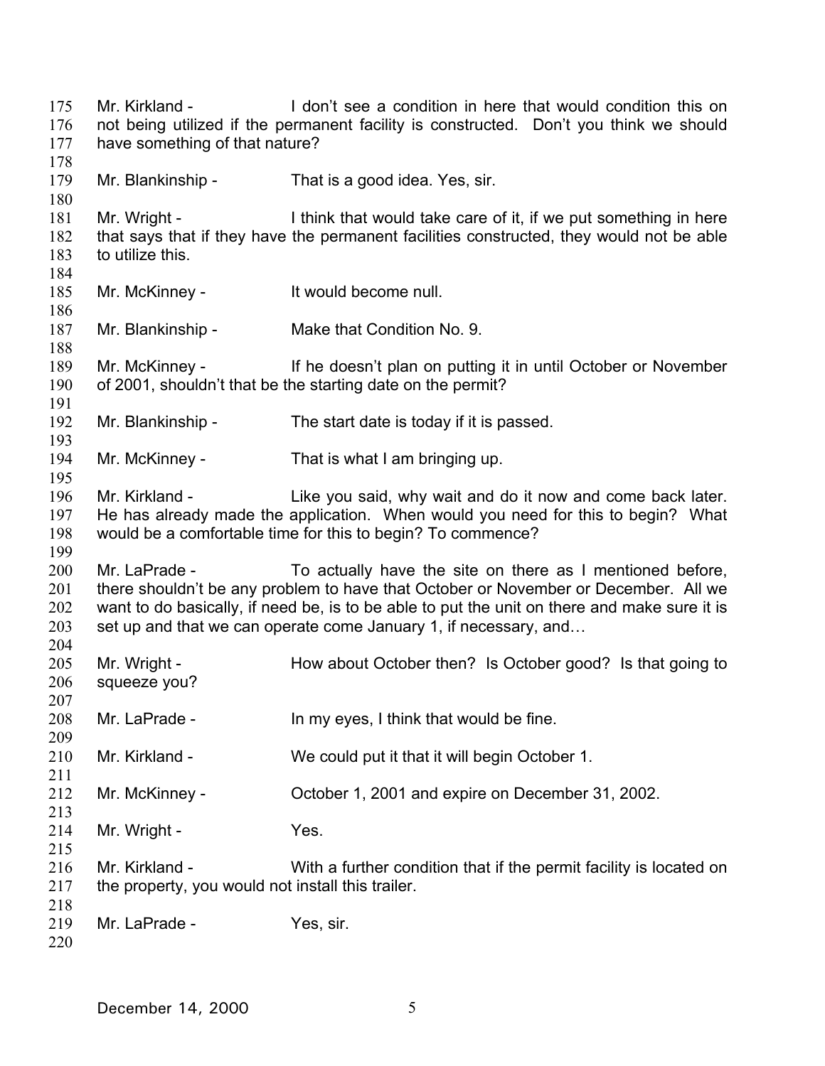175 Mr. Kirkland - I don't see a condition in here that would condition this on
176 not being utilized if the permanent facility is constructed. Don't you think we should
177 have something of that nature?
178
179 Mr. Blankinship - That is a good idea. Yes, sir.
180
181 Mr. Wright - I think that would take care of it, if we put something in here
182 that says that if they have the permanent facilities constructed, they would not be able
183 to utilize this.
184
185 Mr. McKinney - It would become null.
186
187 Mr. Blankinship - Make that Condition No. 9.
188
189 Mr. McKinney - If he doesn't plan on putting it in until October or November
190 of 2001, shouldn't that be the starting date on the permit?
191
192 Mr. Blankinship - The start date is today if it is passed.
193
194 Mr. McKinney - That is what I am bringing up.
195
196 Mr. Kirkland - Like you said, why wait and do it now and come back later.
197 He has already made the application. When would you need for this to begin? What
198 would be a comfortable time for this to begin? To commence?
199
200 Mr. LaPrade - To actually have the site on there as I mentioned before,
201 there shouldn't be any problem to have that October or November or December. All we
202 want to do basically, if need be, is to be able to put the unit on there and make sure it is
203 set up and that we can operate come January 1, if necessary, and…
204
205 Mr. Wright - How about October then? Is October good? Is that going to
206 squeeze you?
207
208 Mr. LaPrade - In my eyes, I think that would be fine.
209
210 Mr. Kirkland - We could put it that it will begin October 1.
211
212 Mr. McKinney - October 1, 2001 and expire on December 31, 2002.
213
214 Mr. Wright - Yes.
215
216 Mr. Kirkland - With a further condition that if the permit facility is located on
217 the property, you would not install this trailer.
218
219 Mr. LaPrade - Yes, sir.
220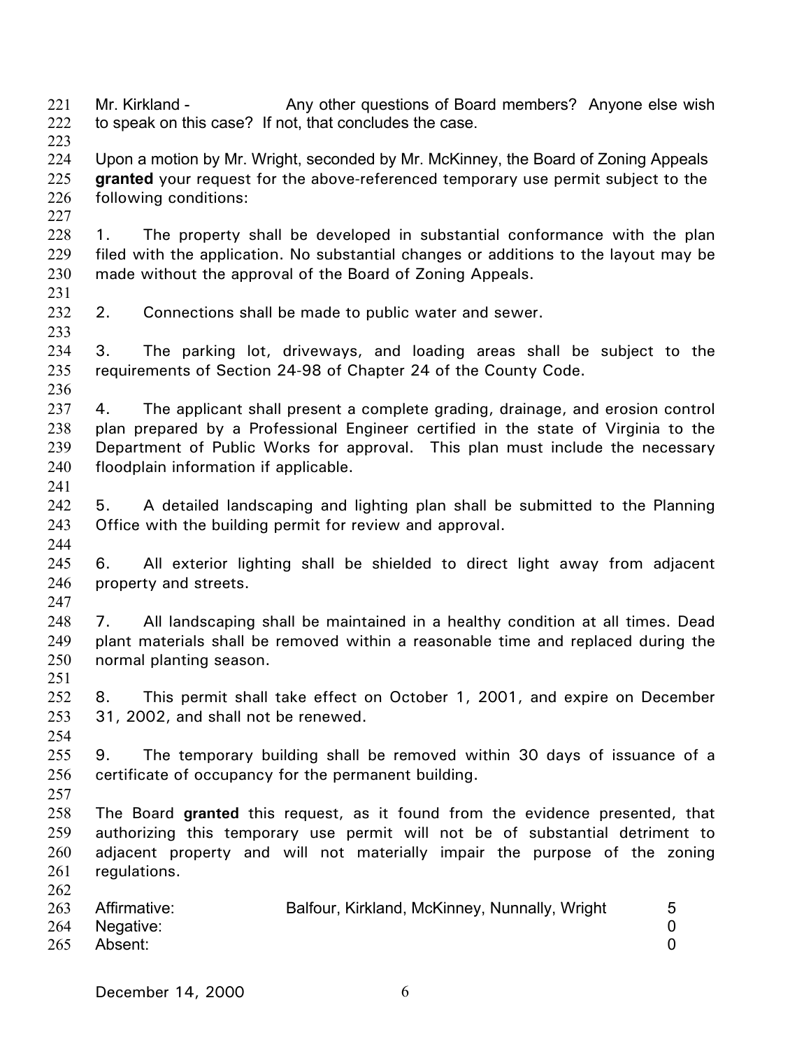Mr. Kirkland - Any other questions of Board members? Anyone else wish to speak on this case? If not, that concludes the case.

Upon a motion by Mr. Wright, seconded by Mr. McKinney, the Board of Zoning Appeals **granted** your request for the above-referenced temporary use permit subject to the following conditions:

1. The property shall be developed in substantial conformance with the plan filed with the application. No substantial changes or additions to the layout may be made without the approval of the Board of Zoning Appeals.

2. Connections shall be made to public water and sewer.

3. The parking lot, driveways, and loading areas shall be subject to the requirements of Section 24-98 of Chapter 24 of the County Code.

4. The applicant shall present a complete grading, drainage, and erosion control plan prepared by a Professional Engineer certified in the state of Virginia to the Department of Public Works for approval. This plan must include the necessary floodplain information if applicable.

5. A detailed landscaping and lighting plan shall be submitted to the Planning Office with the building permit for review and approval.

6. All exterior lighting shall be shielded to direct light away from adjacent property and streets.

7. All landscaping shall be maintained in a healthy condition at all times. Dead plant materials shall be removed within a reasonable time and replaced during the normal planting season.

8. This permit shall take effect on October 1, 2001, and expire on December 31, 2002, and shall not be renewed.

9. The temporary building shall be removed within 30 days of issuance of a certificate of occupancy for the permanent building.

The Board **granted** this request, as it found from the evidence presented, that authorizing this temporary use permit will not be of substantial detriment to adjacent property and will not materially impair the purpose of the zoning regulations.

| | | |
|---|---|---|
| Affirmative: | Balfour, Kirkland, McKinney, Nunnally, Wright | 5 |
| Negative: | | 0 |
| Absent: | | 0 |

December 14, 2000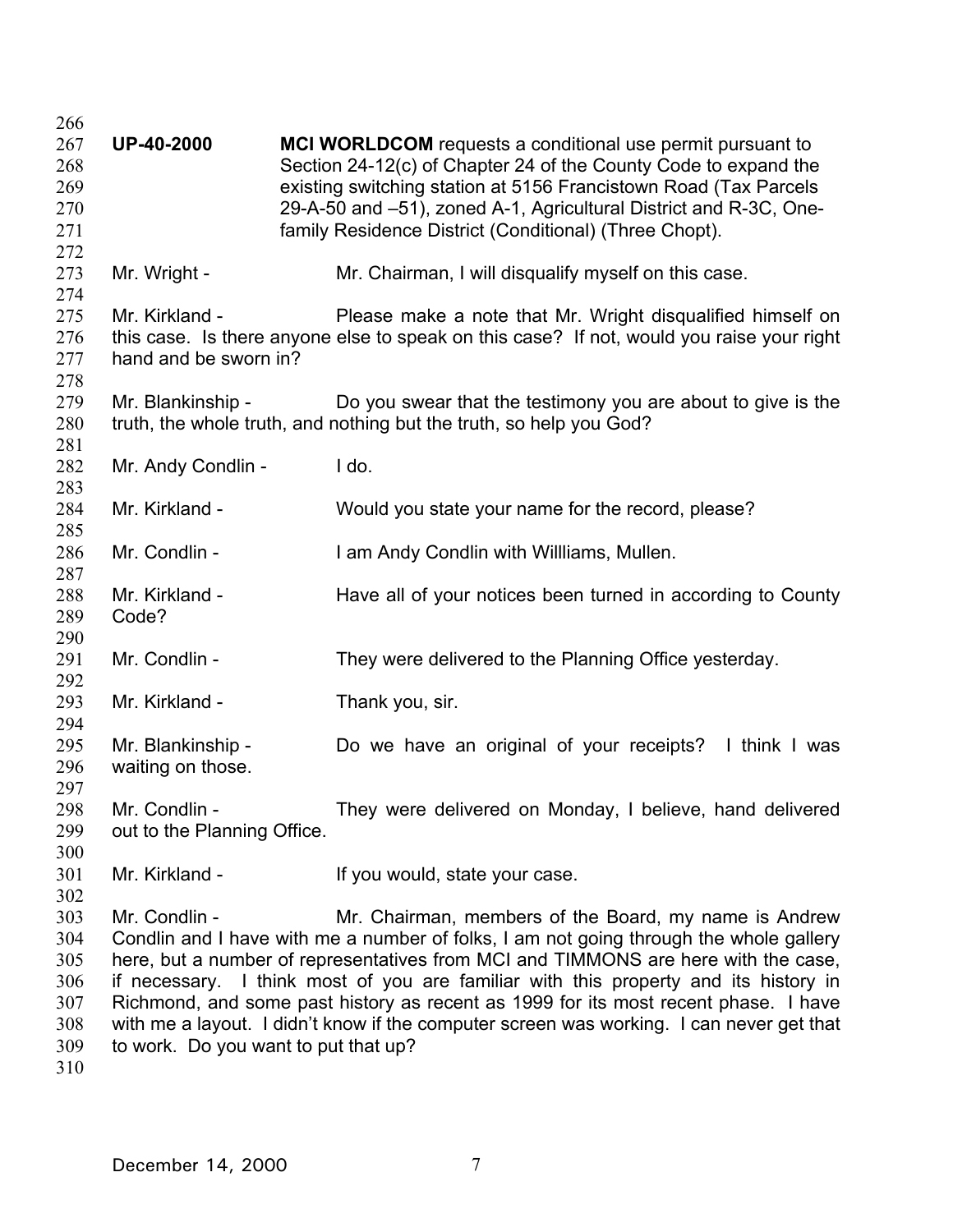**UP-40-2000** **MCI WORLDCOM** requests a conditional use permit pursuant to Section 24-12(c) of Chapter 24 of the County Code to expand the existing switching station at 5156 Francistown Road (Tax Parcels 29-A-50 and –51), zoned A-1, Agricultural District and R-3C, One-family Residence District (Conditional) (Three Chopt).

Mr. Wright - Mr. Chairman, I will disqualify myself on this case.

Mr. Kirkland - Please make a note that Mr. Wright disqualified himself on this case. Is there anyone else to speak on this case? If not, would you raise your right hand and be sworn in?

Mr. Blankinship - Do you swear that the testimony you are about to give is the truth, the whole truth, and nothing but the truth, so help you God?

Mr. Andy Condlin - I do.

Mr. Kirkland - Would you state your name for the record, please?

Mr. Condlin - I am Andy Condlin with Willliams, Mullen.

Mr. Kirkland - Have all of your notices been turned in according to County Code?

Mr. Condlin - They were delivered to the Planning Office yesterday.

Mr. Kirkland - Thank you, sir.

Mr. Blankinship - Do we have an original of your receipts? I think I was waiting on those.

Mr. Condlin - They were delivered on Monday, I believe, hand delivered out to the Planning Office.

Mr. Kirkland - If you would, state your case.

Mr. Condlin - Mr. Chairman, members of the Board, my name is Andrew Condlin and I have with me a number of folks, I am not going through the whole gallery here, but a number of representatives from MCI and TIMMONS are here with the case, if necessary. I think most of you are familiar with this property and its history in Richmond, and some past history as recent as 1999 for its most recent phase. I have with me a layout. I didn't know if the computer screen was working. I can never get that to work. Do you want to put that up?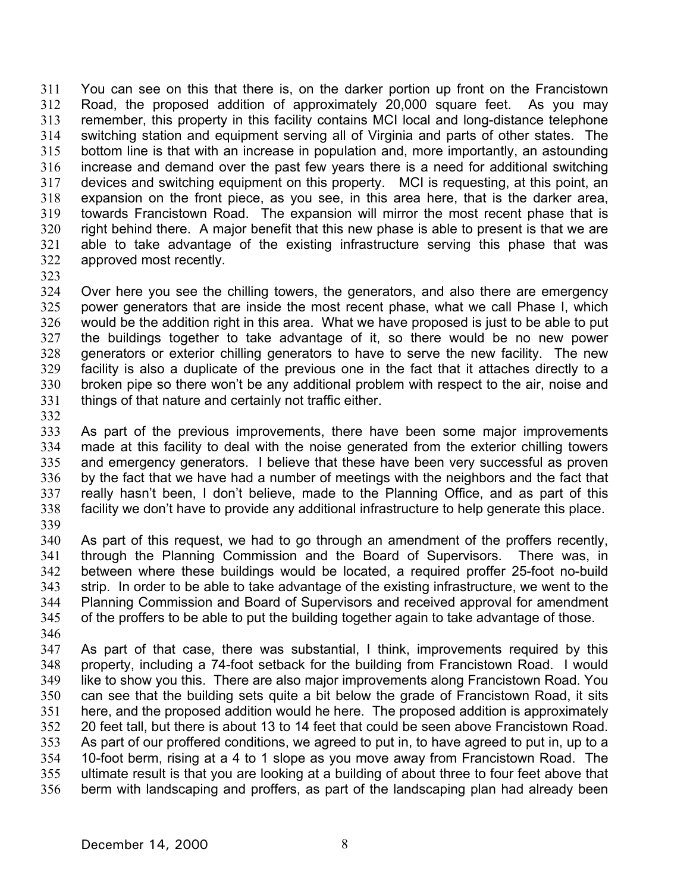You can see on this that there is, on the darker portion up front on the Francistown Road, the proposed addition of approximately 20,000 square feet. As you may remember, this property in this facility contains MCI local and long-distance telephone switching station and equipment serving all of Virginia and parts of other states. The bottom line is that with an increase in population and, more importantly, an astounding increase and demand over the past few years there is a need for additional switching devices and switching equipment on this property. MCI is requesting, at this point, an expansion on the front piece, as you see, in this area here, that is the darker area, towards Francistown Road. The expansion will mirror the most recent phase that is right behind there. A major benefit that this new phase is able to present is that we are able to take advantage of the existing infrastructure serving this phase that was approved most recently.

Over here you see the chilling towers, the generators, and also there are emergency power generators that are inside the most recent phase, what we call Phase I, which would be the addition right in this area. What we have proposed is just to be able to put the buildings together to take advantage of it, so there would be no new power generators or exterior chilling generators to have to serve the new facility. The new facility is also a duplicate of the previous one in the fact that it attaches directly to a broken pipe so there won't be any additional problem with respect to the air, noise and things of that nature and certainly not traffic either.

As part of the previous improvements, there have been some major improvements made at this facility to deal with the noise generated from the exterior chilling towers and emergency generators. I believe that these have been very successful as proven by the fact that we have had a number of meetings with the neighbors and the fact that really hasn't been, I don't believe, made to the Planning Office, and as part of this facility we don't have to provide any additional infrastructure to help generate this place.

As part of this request, we had to go through an amendment of the proffers recently, through the Planning Commission and the Board of Supervisors. There was, in between where these buildings would be located, a required proffer 25-foot no-build strip. In order to be able to take advantage of the existing infrastructure, we went to the Planning Commission and Board of Supervisors and received approval for amendment of the proffers to be able to put the building together again to take advantage of those.

As part of that case, there was substantial, I think, improvements required by this property, including a 74-foot setback for the building from Francistown Road. I would like to show you this. There are also major improvements along Francistown Road. You can see that the building sets quite a bit below the grade of Francistown Road, it sits here, and the proposed addition would he here. The proposed addition is approximately 20 feet tall, but there is about 13 to 14 feet that could be seen above Francistown Road. As part of our proffered conditions, we agreed to put in, to have agreed to put in, up to a 10-foot berm, rising at a 4 to 1 slope as you move away from Francistown Road. The ultimate result is that you are looking at a building of about three to four feet above that berm with landscaping and proffers, as part of the landscaping plan had already been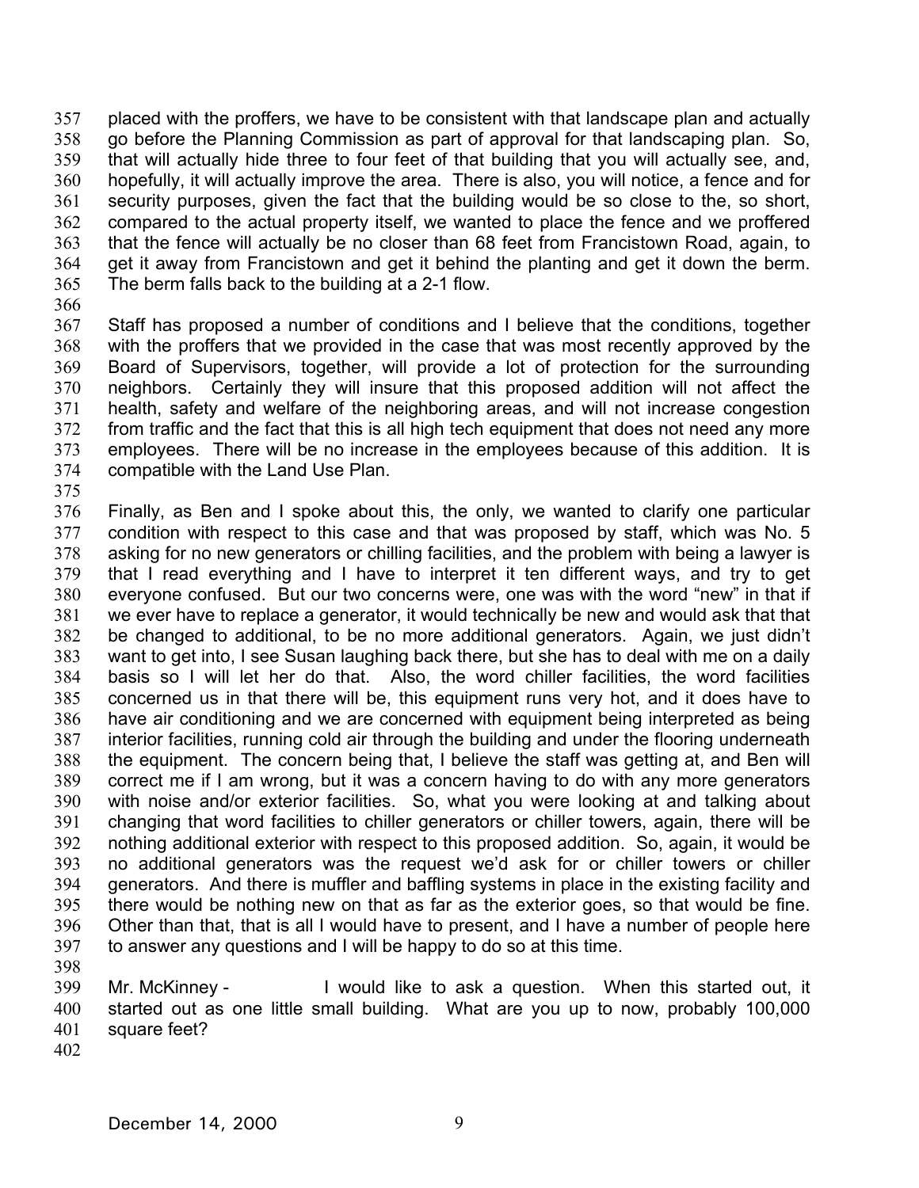placed with the proffers, we have to be consistent with that landscape plan and actually go before the Planning Commission as part of approval for that landscaping plan. So, that will actually hide three to four feet of that building that you will actually see, and, hopefully, it will actually improve the area. There is also, you will notice, a fence and for security purposes, given the fact that the building would be so close to the, so short, compared to the actual property itself, we wanted to place the fence and we proffered that the fence will actually be no closer than 68 feet from Francistown Road, again, to get it away from Francistown and get it behind the planting and get it down the berm. The berm falls back to the building at a 2-1 flow.

Staff has proposed a number of conditions and I believe that the conditions, together with the proffers that we provided in the case that was most recently approved by the Board of Supervisors, together, will provide a lot of protection for the surrounding neighbors. Certainly they will insure that this proposed addition will not affect the health, safety and welfare of the neighboring areas, and will not increase congestion from traffic and the fact that this is all high tech equipment that does not need any more employees. There will be no increase in the employees because of this addition. It is compatible with the Land Use Plan.

Finally, as Ben and I spoke about this, the only, we wanted to clarify one particular condition with respect to this case and that was proposed by staff, which was No. 5 asking for no new generators or chilling facilities, and the problem with being a lawyer is that I read everything and I have to interpret it ten different ways, and try to get everyone confused. But our two concerns were, one was with the word "new" in that if we ever have to replace a generator, it would technically be new and would ask that that be changed to additional, to be no more additional generators. Again, we just didn't want to get into, I see Susan laughing back there, but she has to deal with me on a daily basis so I will let her do that. Also, the word chiller facilities, the word facilities concerned us in that there will be, this equipment runs very hot, and it does have to have air conditioning and we are concerned with equipment being interpreted as being interior facilities, running cold air through the building and under the flooring underneath the equipment. The concern being that, I believe the staff was getting at, and Ben will correct me if I am wrong, but it was a concern having to do with any more generators with noise and/or exterior facilities. So, what you were looking at and talking about changing that word facilities to chiller generators or chiller towers, again, there will be nothing additional exterior with respect to this proposed addition. So, again, it would be no additional generators was the request we'd ask for or chiller towers or chiller generators. And there is muffler and baffling systems in place in the existing facility and there would be nothing new on that as far as the exterior goes, so that would be fine. Other than that, that is all I would have to present, and I have a number of people here to answer any questions and I will be happy to do so at this time.

Mr. McKinney - I would like to ask a question. When this started out, it started out as one little small building. What are you up to now, probably 100,000 square feet?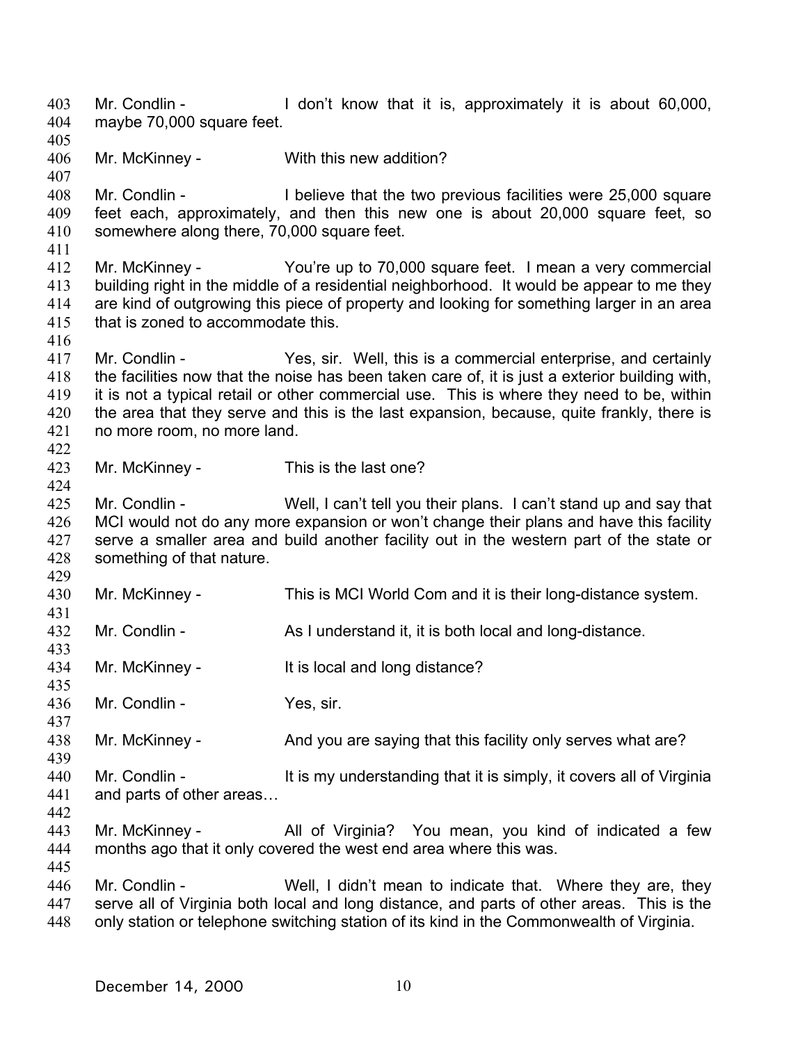Mr. Condlin - I don't know that it is, approximately it is about 60,000, maybe 70,000 square feet.

Mr. McKinney - With this new addition?

Mr. Condlin - I believe that the two previous facilities were 25,000 square feet each, approximately, and then this new one is about 20,000 square feet, so somewhere along there, 70,000 square feet.

Mr. McKinney - You're up to 70,000 square feet. I mean a very commercial building right in the middle of a residential neighborhood. It would be appear to me they are kind of outgrowing this piece of property and looking for something larger in an area that is zoned to accommodate this.

Mr. Condlin - Yes, sir. Well, this is a commercial enterprise, and certainly the facilities now that the noise has been taken care of, it is just a exterior building with, it is not a typical retail or other commercial use. This is where they need to be, within the area that they serve and this is the last expansion, because, quite frankly, there is no more room, no more land.

Mr. McKinney - This is the last one?

Mr. Condlin - Well, I can't tell you their plans. I can't stand up and say that MCI would not do any more expansion or won't change their plans and have this facility serve a smaller area and build another facility out in the western part of the state or something of that nature.

Mr. McKinney - This is MCI World Com and it is their long-distance system.

Mr. Condlin - As I understand it, it is both local and long-distance.

Mr. McKinney - It is local and long distance?

Mr. Condlin - Yes, sir.

Mr. McKinney - And you are saying that this facility only serves what are?

Mr. Condlin - It is my understanding that it is simply, it covers all of Virginia and parts of other areas…

Mr. McKinney - All of Virginia? You mean, you kind of indicated a few months ago that it only covered the west end area where this was.

Mr. Condlin - Well, I didn't mean to indicate that. Where they are, they serve all of Virginia both local and long distance, and parts of other areas. This is the only station or telephone switching station of its kind in the Commonwealth of Virginia.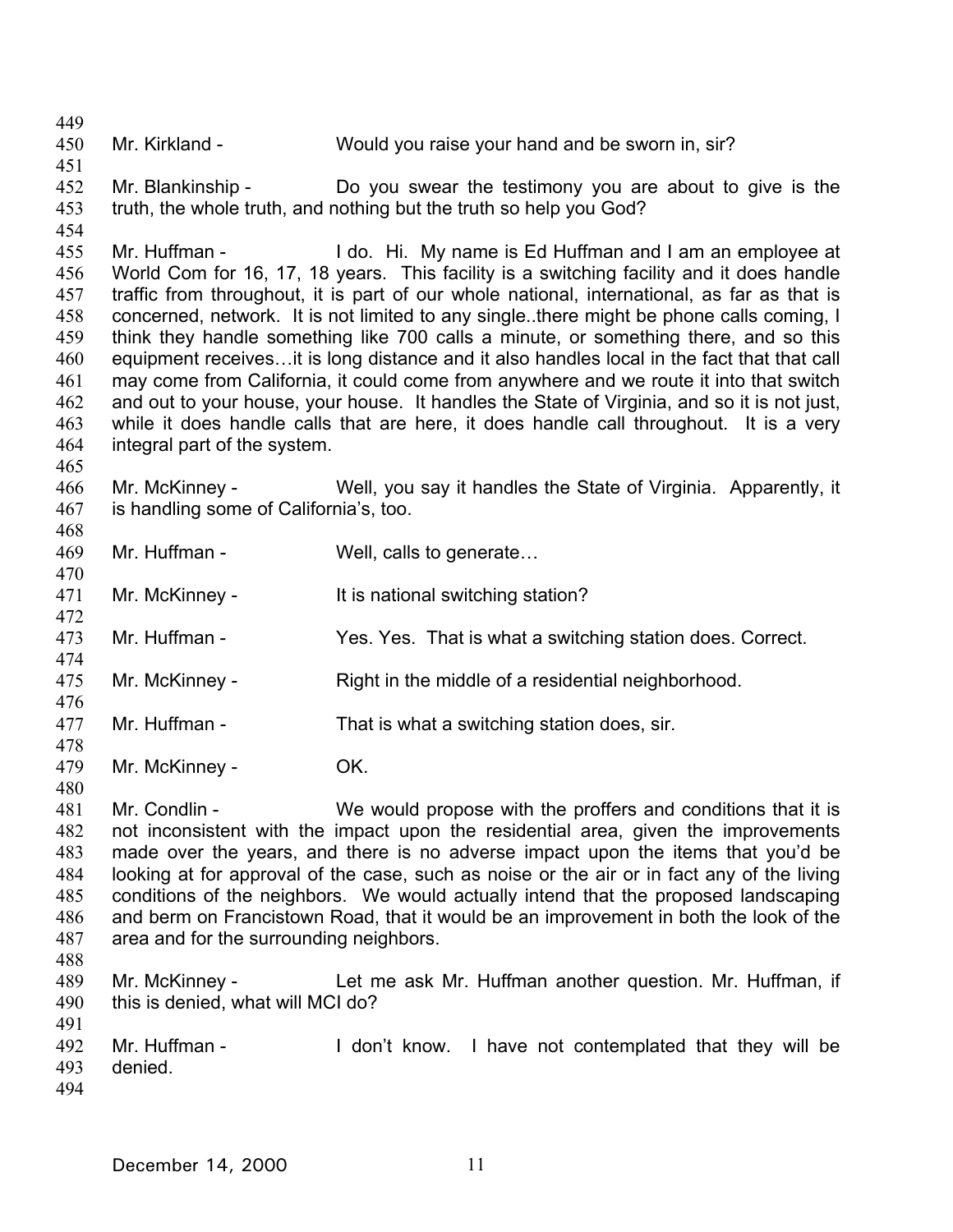Mr. Kirkland - Would you raise your hand and be sworn in, sir?

Mr. Blankinship - Do you swear the testimony you are about to give is the truth, the whole truth, and nothing but the truth so help you God?

Mr. Huffman - I do. Hi. My name is Ed Huffman and I am an employee at World Com for 16, 17, 18 years. This facility is a switching facility and it does handle traffic from throughout, it is part of our whole national, international, as far as that is concerned, network. It is not limited to any single..there might be phone calls coming, I think they handle something like 700 calls a minute, or something there, and so this equipment receives…it is long distance and it also handles local in the fact that that call may come from California, it could come from anywhere and we route it into that switch and out to your house, your house. It handles the State of Virginia, and so it is not just, while it does handle calls that are here, it does handle call throughout. It is a very integral part of the system.

Mr. McKinney - Well, you say it handles the State of Virginia. Apparently, it is handling some of California's, too.

Mr. Huffman - Well, calls to generate…

Mr. McKinney - It is national switching station?

Mr. Huffman - Yes. Yes. That is what a switching station does. Correct.

Mr. McKinney - Right in the middle of a residential neighborhood.

Mr. Huffman - That is what a switching station does, sir.

Mr. McKinney - OK.

Mr. Condlin - We would propose with the proffers and conditions that it is not inconsistent with the impact upon the residential area, given the improvements made over the years, and there is no adverse impact upon the items that you'd be looking at for approval of the case, such as noise or the air or in fact any of the living conditions of the neighbors. We would actually intend that the proposed landscaping and berm on Francistown Road, that it would be an improvement in both the look of the area and for the surrounding neighbors.

Mr. McKinney - Let me ask Mr. Huffman another question. Mr. Huffman, if this is denied, what will MCI do?

Mr. Huffman - I don't know. I have not contemplated that they will be denied.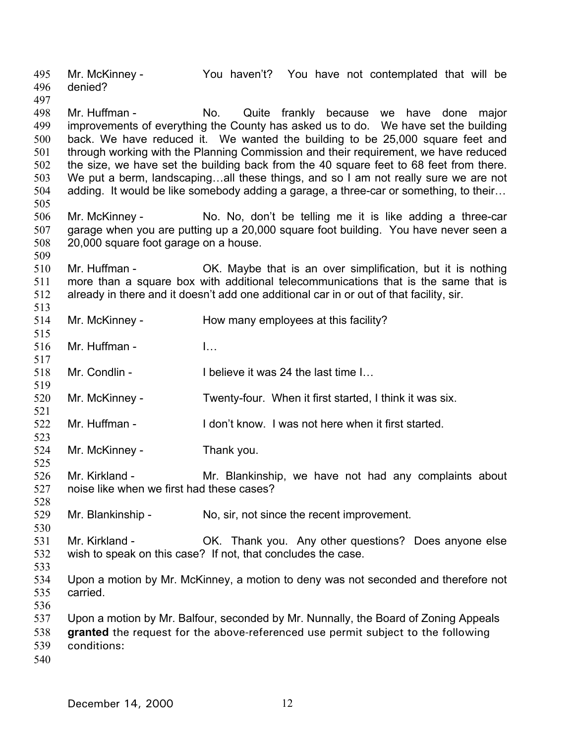Mr. McKinney - You haven't? You have not contemplated that will be denied?

Mr. Huffman - No. Quite frankly because we have done major improvements of everything the County has asked us to do. We have set the building back. We have reduced it. We wanted the building to be 25,000 square feet and through working with the Planning Commission and their requirement, we have reduced the size, we have set the building back from the 40 square feet to 68 feet from there. We put a berm, landscaping…all these things, and so I am not really sure we are not adding. It would be like somebody adding a garage, a three-car or something, to their…

Mr. McKinney - No. No, don't be telling me it is like adding a three-car garage when you are putting up a 20,000 square foot building. You have never seen a 20,000 square foot garage on a house.

Mr. Huffman - OK. Maybe that is an over simplification, but it is nothing more than a square box with additional telecommunications that is the same that is already in there and it doesn't add one additional car in or out of that facility, sir.

Mr. McKinney - How many employees at this facility?

Mr. Huffman - I…

Mr. Condlin - I believe it was 24 the last time I…

Mr. McKinney - Twenty-four. When it first started, I think it was six.

Mr. Huffman - I don't know. I was not here when it first started.

Mr. McKinney - Thank you.

Mr. Kirkland - Mr. Blankinship, we have not had any complaints about noise like when we first had these cases?

Mr. Blankinship - No, sir, not since the recent improvement.

Mr. Kirkland - OK. Thank you. Any other questions? Does anyone else wish to speak on this case? If not, that concludes the case.

Upon a motion by Mr. McKinney, a motion to deny was not seconded and therefore not carried.

Upon a motion by Mr. Balfour, seconded by Mr. Nunnally, the Board of Zoning Appeals **granted** the request for the above-referenced use permit subject to the following conditions: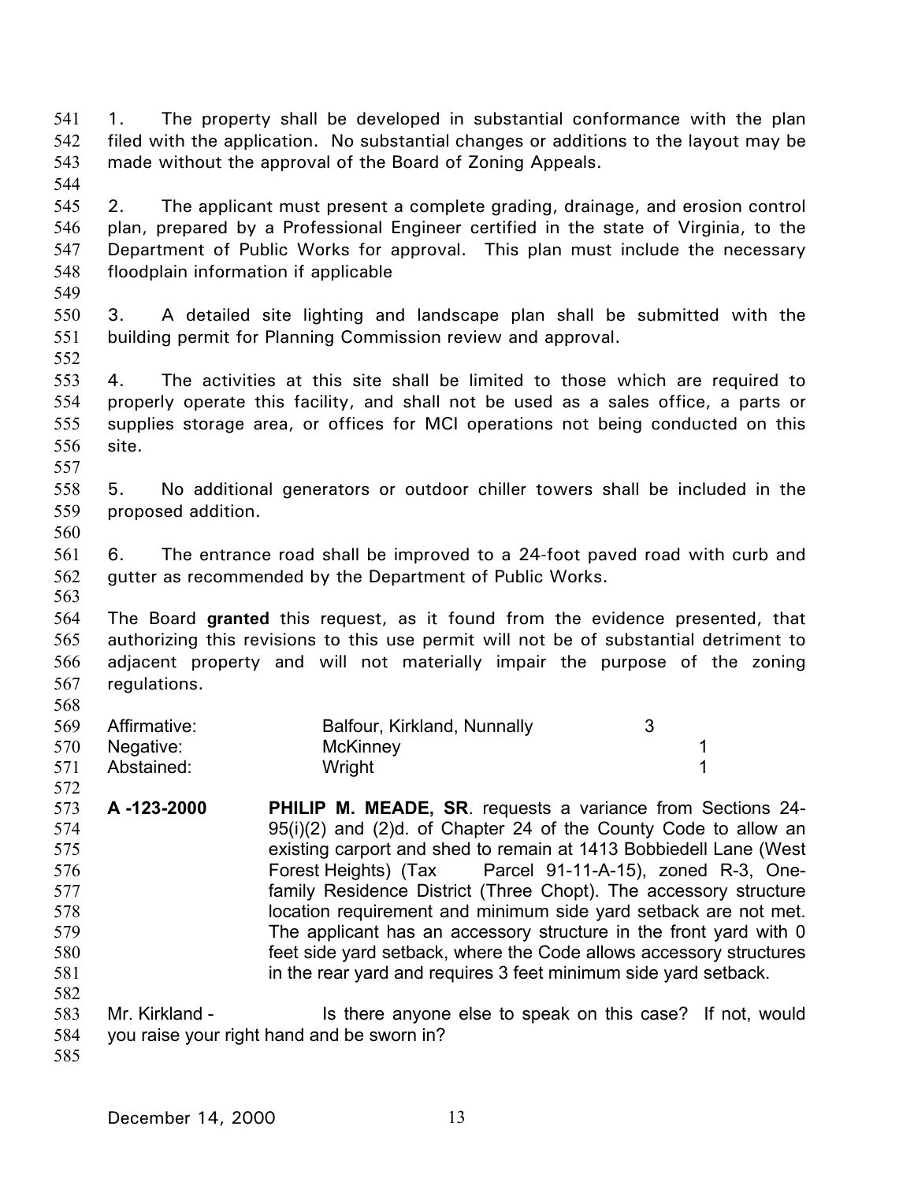1. The property shall be developed in substantial conformance with the plan filed with the application. No substantial changes or additions to the layout may be made without the approval of the Board of Zoning Appeals.

2. The applicant must present a complete grading, drainage, and erosion control plan, prepared by a Professional Engineer certified in the state of Virginia, to the Department of Public Works for approval. This plan must include the necessary floodplain information if applicable

3. A detailed site lighting and landscape plan shall be submitted with the building permit for Planning Commission review and approval.

4. The activities at this site shall be limited to those which are required to properly operate this facility, and shall not be used as a sales office, a parts or supplies storage area, or offices for MCI operations not being conducted on this site.

5. No additional generators or outdoor chiller towers shall be included in the proposed addition.

6. The entrance road shall be improved to a 24-foot paved road with curb and gutter as recommended by the Department of Public Works.

The Board **granted** this request, as it found from the evidence presented, that authorizing this revisions to this use permit will not be of substantial detriment to adjacent property and will not materially impair the purpose of the zoning regulations.

| | | |
|---|---|---|
| Affirmative: | Balfour, Kirkland, Nunnally | 3 |
| Negative: | McKinney | 1 |
| Abstained: | Wright | 1 |

**A -123-2000** **PHILIP M. MEADE, SR**. requests a variance from Sections 24-95(i)(2) and (2)d. of Chapter 24 of the County Code to allow an existing carport and shed to remain at 1413 Bobbiedell Lane (West Forest Heights) (Tax Parcel 91-11-A-15), zoned R-3, One-family Residence District (Three Chopt). The accessory structure location requirement and minimum side yard setback are not met. The applicant has an accessory structure in the front yard with 0 feet side yard setback, where the Code allows accessory structures in the rear yard and requires 3 feet minimum side yard setback.

Mr. Kirkland - Is there anyone else to speak on this case? If not, would you raise your right hand and be sworn in?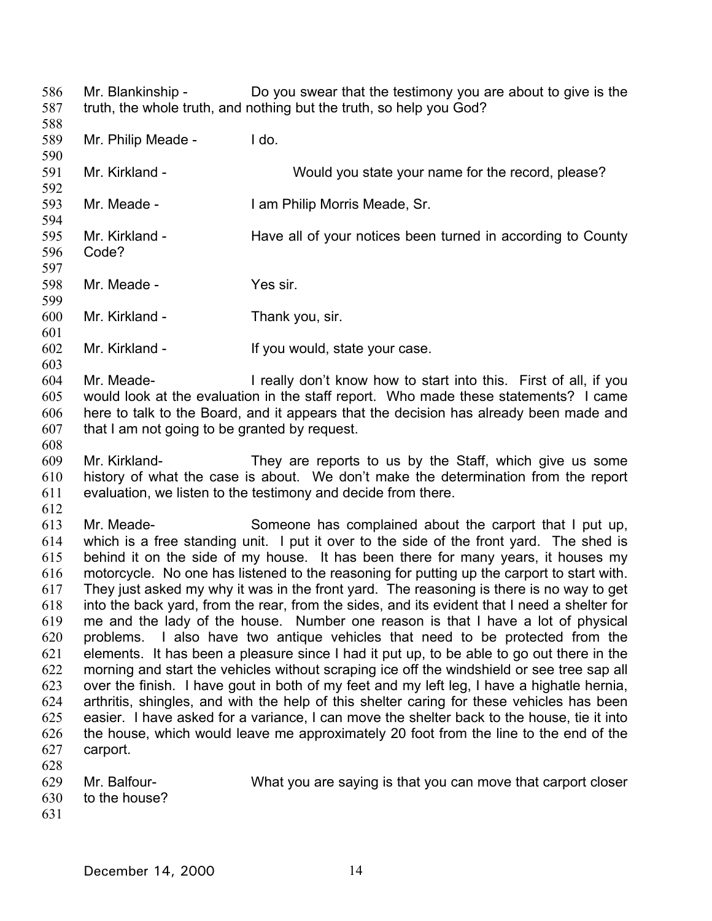Mr. Blankinship - Do you swear that the testimony you are about to give is the truth, the whole truth, and nothing but the truth, so help you God?

Mr. Philip Meade - I do.

Mr. Kirkland - Would you state your name for the record, please?

Mr. Meade - I am Philip Morris Meade, Sr.

Mr. Kirkland - Have all of your notices been turned in according to County Code?

Mr. Meade - Yes sir.

Mr. Kirkland - Thank you, sir.

Mr. Kirkland - If you would, state your case.

Mr. Meade- I really don't know how to start into this. First of all, if you would look at the evaluation in the staff report. Who made these statements? I came here to talk to the Board, and it appears that the decision has already been made and that I am not going to be granted by request.

Mr. Kirkland- They are reports to us by the Staff, which give us some history of what the case is about. We don't make the determination from the report evaluation, we listen to the testimony and decide from there.

Mr. Meade- Someone has complained about the carport that I put up, which is a free standing unit. I put it over to the side of the front yard. The shed is behind it on the side of my house. It has been there for many years, it houses my motorcycle. No one has listened to the reasoning for putting up the carport to start with. They just asked my why it was in the front yard. The reasoning is there is no way to get into the back yard, from the rear, from the sides, and its evident that I need a shelter for me and the lady of the house. Number one reason is that I have a lot of physical problems. I also have two antique vehicles that need to be protected from the elements. It has been a pleasure since I had it put up, to be able to go out there in the morning and start the vehicles without scraping ice off the windshield or see tree sap all over the finish. I have gout in both of my feet and my left leg, I have a highatle hernia, arthritis, shingles, and with the help of this shelter caring for these vehicles has been easier. I have asked for a variance, I can move the shelter back to the house, tie it into the house, which would leave me approximately 20 foot from the line to the end of the carport.

Mr. Balfour- What you are saying is that you can move that carport closer to the house?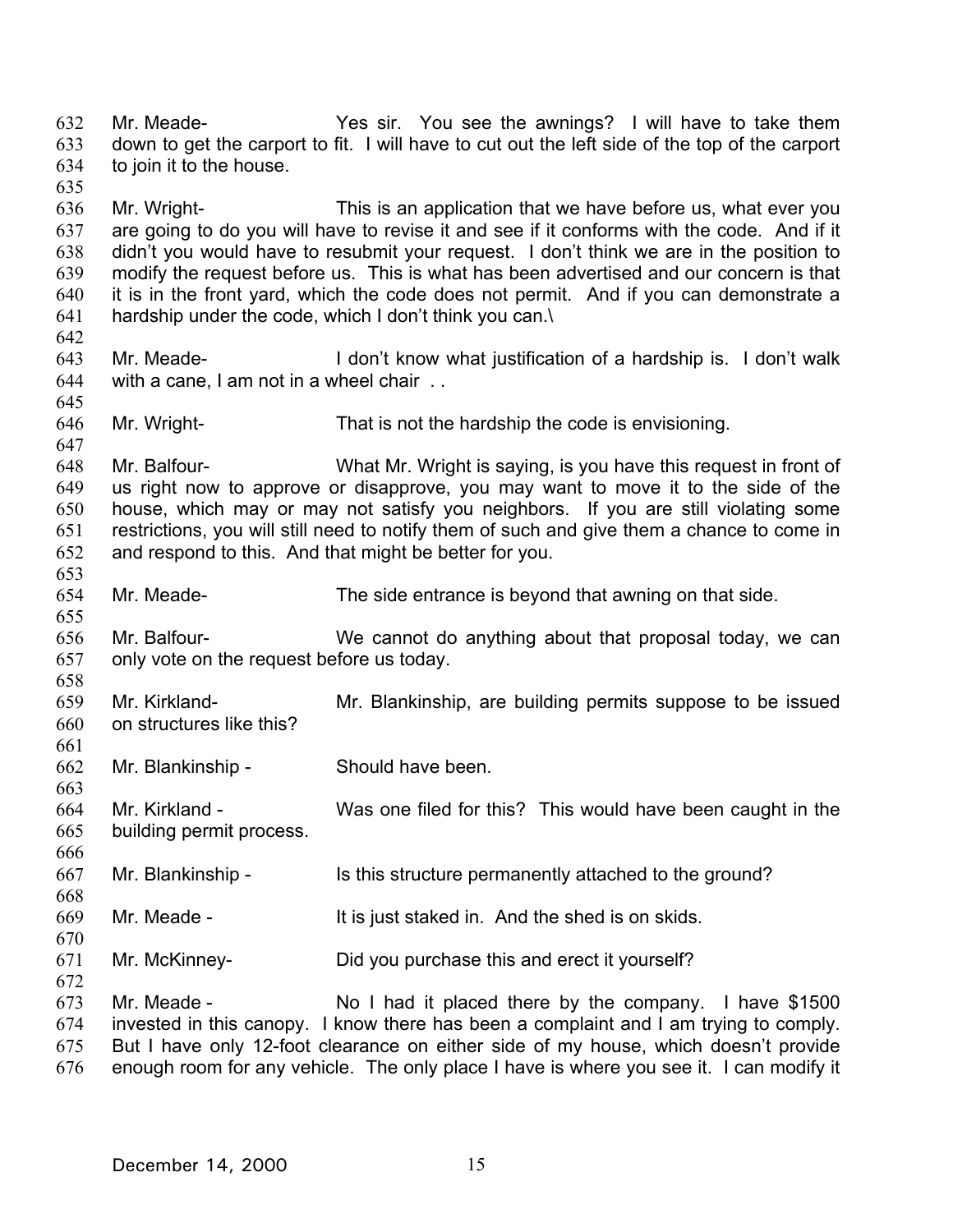Mr. Meade- Yes sir. You see the awnings? I will have to take them down to get the carport to fit. I will have to cut out the left side of the top of the carport to join it to the house.

Mr. Wright- This is an application that we have before us, what ever you are going to do you will have to revise it and see if it conforms with the code. And if it didn't you would have to resubmit your request. I don't think we are in the position to modify the request before us. This is what has been advertised and our concern is that it is in the front yard, which the code does not permit. And if you can demonstrate a hardship under the code, which I don't think you can.\

Mr. Meade- I don't know what justification of a hardship is. I don't walk with a cane, I am not in a wheel chair . .

Mr. Wright- That is not the hardship the code is envisioning.

Mr. Balfour- What Mr. Wright is saying, is you have this request in front of us right now to approve or disapprove, you may want to move it to the side of the house, which may or may not satisfy you neighbors. If you are still violating some restrictions, you will still need to notify them of such and give them a chance to come in and respond to this. And that might be better for you.

Mr. Meade- The side entrance is beyond that awning on that side.

Mr. Balfour- We cannot do anything about that proposal today, we can only vote on the request before us today.

Mr. Kirkland- Mr. Blankinship, are building permits suppose to be issued on structures like this?

Mr. Blankinship - Should have been.

Mr. Kirkland - Was one filed for this? This would have been caught in the building permit process.

Mr. Blankinship - Is this structure permanently attached to the ground?

Mr. Meade - It is just staked in. And the shed is on skids.

Mr. McKinney- Did you purchase this and erect it yourself?

Mr. Meade - No I had it placed there by the company. I have $1500 invested in this canopy. I know there has been a complaint and I am trying to comply. But I have only 12-foot clearance on either side of my house, which doesn't provide enough room for any vehicle. The only place I have is where you see it. I can modify it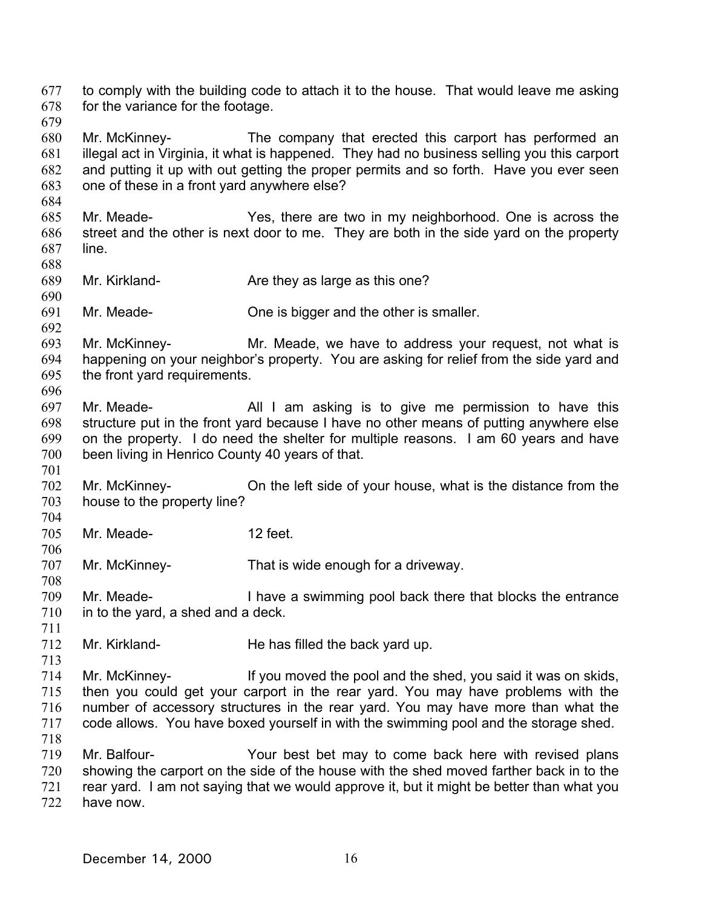to comply with the building code to attach it to the house. That would leave me asking for the variance for the footage.

Mr. McKinney- The company that erected this carport has performed an illegal act in Virginia, it what is happened. They had no business selling you this carport and putting it up with out getting the proper permits and so forth. Have you ever seen one of these in a front yard anywhere else?

Mr. Meade- Yes, there are two in my neighborhood. One is across the street and the other is next door to me. They are both in the side yard on the property line.

Mr. Kirkland- Are they as large as this one?

Mr. Meade- One is bigger and the other is smaller.

Mr. McKinney- Mr. Meade, we have to address your request, not what is happening on your neighbor's property. You are asking for relief from the side yard and the front yard requirements.

Mr. Meade- All I am asking is to give me permission to have this structure put in the front yard because I have no other means of putting anywhere else on the property. I do need the shelter for multiple reasons. I am 60 years and have been living in Henrico County 40 years of that.

Mr. McKinney- On the left side of your house, what is the distance from the house to the property line?

Mr. Meade- 12 feet.

Mr. McKinney- That is wide enough for a driveway.

Mr. Meade- I have a swimming pool back there that blocks the entrance in to the yard, a shed and a deck.

Mr. Kirkland- He has filled the back yard up.

Mr. McKinney- If you moved the pool and the shed, you said it was on skids, then you could get your carport in the rear yard. You may have problems with the number of accessory structures in the rear yard. You may have more than what the code allows. You have boxed yourself in with the swimming pool and the storage shed.

Mr. Balfour- Your best bet may to come back here with revised plans showing the carport on the side of the house with the shed moved farther back in to the rear yard. I am not saying that we would approve it, but it might be better than what you have now.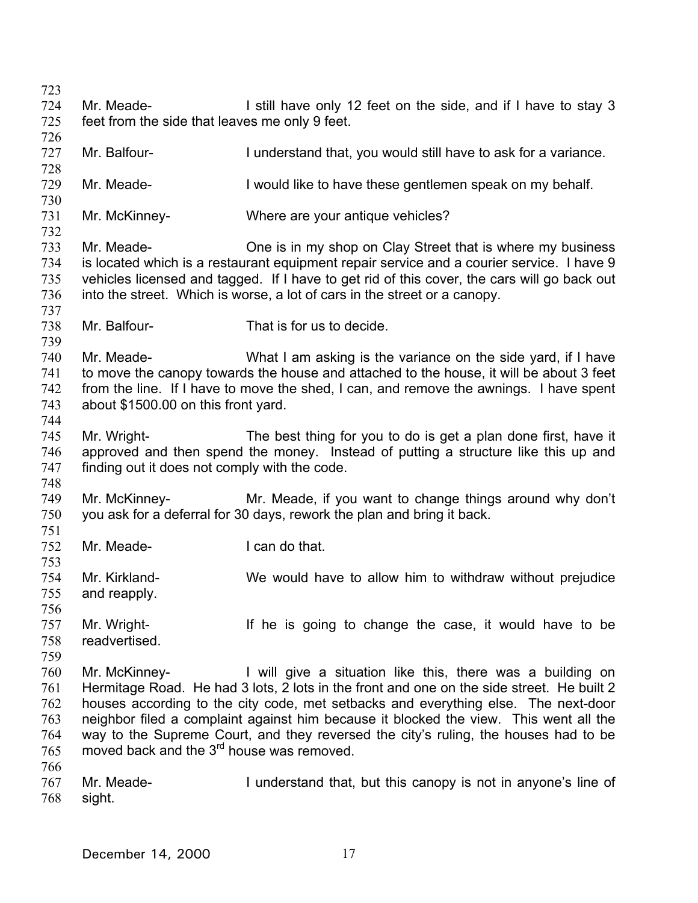Mr. Meade- I still have only 12 feet on the side, and if I have to stay 3 feet from the side that leaves me only 9 feet.

Mr. Balfour- I understand that, you would still have to ask for a variance.

Mr. Meade- I would like to have these gentlemen speak on my behalf.

Mr. McKinney- Where are your antique vehicles?

Mr. Meade- One is in my shop on Clay Street that is where my business is located which is a restaurant equipment repair service and a courier service. I have 9 vehicles licensed and tagged. If I have to get rid of this cover, the cars will go back out into the street. Which is worse, a lot of cars in the street or a canopy.

Mr. Balfour- That is for us to decide.

Mr. Meade- What I am asking is the variance on the side yard, if I have to move the canopy towards the house and attached to the house, it will be about 3 feet from the line. If I have to move the shed, I can, and remove the awnings. I have spent about $1500.00 on this front yard.

Mr. Wright- The best thing for you to do is get a plan done first, have it approved and then spend the money. Instead of putting a structure like this up and finding out it does not comply with the code.

Mr. McKinney- Mr. Meade, if you want to change things around why don't you ask for a deferral for 30 days, rework the plan and bring it back.

Mr. Meade- I can do that.

Mr. Kirkland- We would have to allow him to withdraw without prejudice and reapply.

Mr. Wright- If he is going to change the case, it would have to be readvertised.

Mr. McKinney- I will give a situation like this, there was a building on Hermitage Road. He had 3 lots, 2 lots in the front and one on the side street. He built 2 houses according to the city code, met setbacks and everything else. The next-door neighbor filed a complaint against him because it blocked the view. This went all the way to the Supreme Court, and they reversed the city's ruling, the houses had to be moved back and the 3rd house was removed.

Mr. Meade- I understand that, but this canopy is not in anyone's line of sight.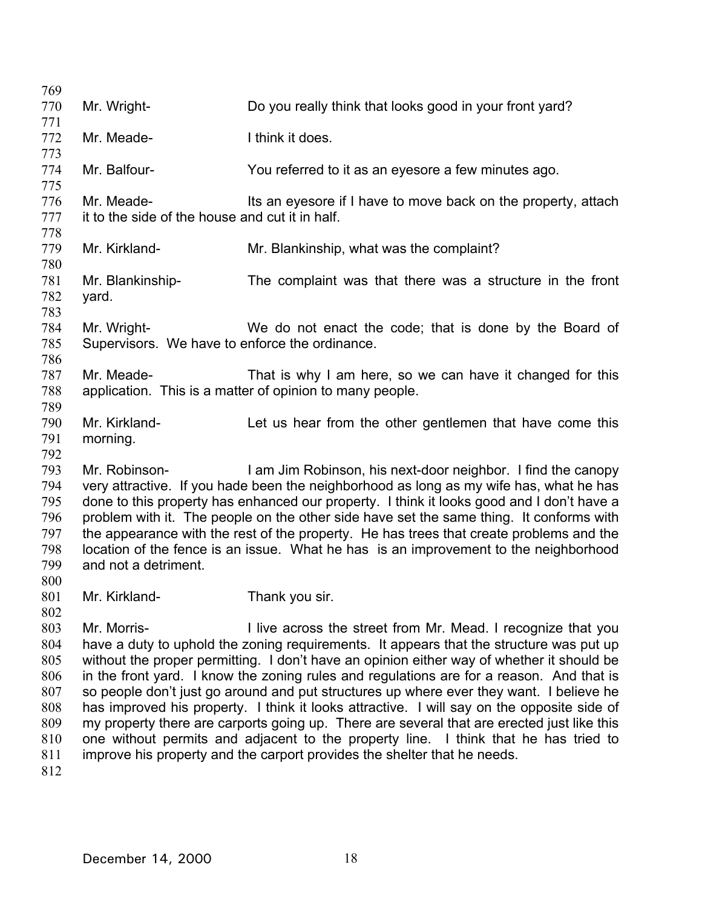Mr. Wright- Do you really think that looks good in your front yard?

Mr. Meade- I think it does.

Mr. Balfour- You referred to it as an eyesore a few minutes ago.

Mr. Meade- Its an eyesore if I have to move back on the property, attach it to the side of the house and cut it in half.

Mr. Kirkland- Mr. Blankinship, what was the complaint?

Mr. Blankinship- The complaint was that there was a structure in the front yard.

Mr. Wright- We do not enact the code; that is done by the Board of Supervisors. We have to enforce the ordinance.

Mr. Meade- That is why I am here, so we can have it changed for this application. This is a matter of opinion to many people.

Mr. Kirkland- Let us hear from the other gentlemen that have come this morning.

Mr. Robinson- I am Jim Robinson, his next-door neighbor. I find the canopy very attractive. If you hade been the neighborhood as long as my wife has, what he has done to this property has enhanced our property. I think it looks good and I don't have a problem with it. The people on the other side have set the same thing. It conforms with the appearance with the rest of the property. He has trees that create problems and the location of the fence is an issue. What he has is an improvement to the neighborhood and not a detriment.

Mr. Kirkland- Thank you sir.

Mr. Morris- I live across the street from Mr. Mead. I recognize that you have a duty to uphold the zoning requirements. It appears that the structure was put up without the proper permitting. I don't have an opinion either way of whether it should be in the front yard. I know the zoning rules and regulations are for a reason. And that is so people don't just go around and put structures up where ever they want. I believe he has improved his property. I think it looks attractive. I will say on the opposite side of my property there are carports going up. There are several that are erected just like this one without permits and adjacent to the property line. I think that he has tried to improve his property and the carport provides the shelter that he needs.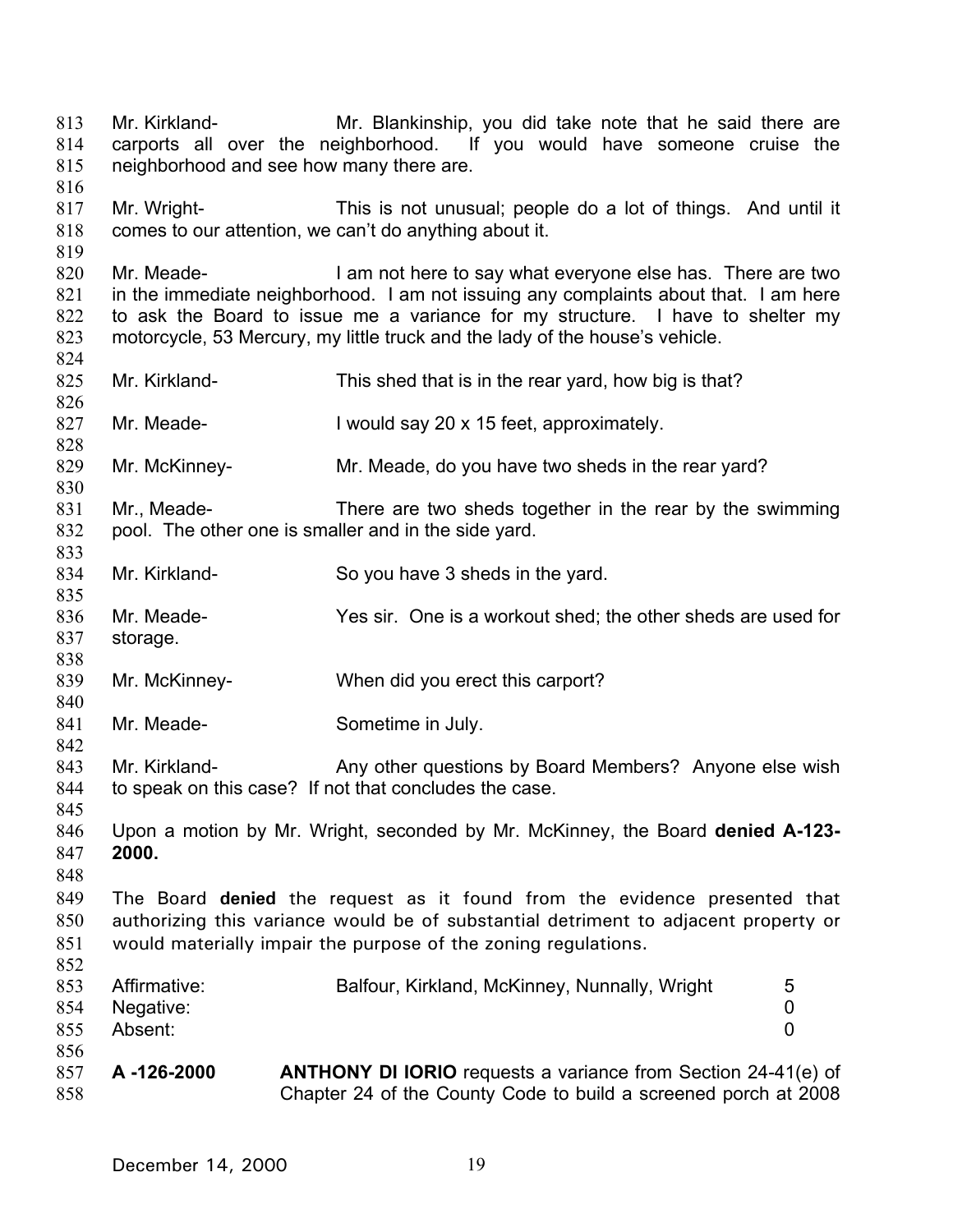Mr. Kirkland- Mr. Blankinship, you did take note that he said there are carports all over the neighborhood. If you would have someone cruise the neighborhood and see how many there are.

Mr. Wright- This is not unusual; people do a lot of things. And until it comes to our attention, we can't do anything about it.

Mr. Meade- I am not here to say what everyone else has. There are two in the immediate neighborhood. I am not issuing any complaints about that. I am here to ask the Board to issue me a variance for my structure. I have to shelter my motorcycle, 53 Mercury, my little truck and the lady of the house's vehicle.

Mr. Kirkland- This shed that is in the rear yard, how big is that?

Mr. Meade- I would say 20 x 15 feet, approximately.

Mr. McKinney- Mr. Meade, do you have two sheds in the rear yard?

Mr., Meade- There are two sheds together in the rear by the swimming pool. The other one is smaller and in the side yard.

Mr. Kirkland- So you have 3 sheds in the yard.

Mr. Meade- Yes sir. One is a workout shed; the other sheds are used for storage.

Mr. McKinney- When did you erect this carport?

Mr. Meade- Sometime in July.

Mr. Kirkland- Any other questions by Board Members? Anyone else wish to speak on this case? If not that concludes the case.

Upon a motion by Mr. Wright, seconded by Mr. McKinney, the Board **denied A-123-2000.**

The Board **denied** the request as it found from the evidence presented that authorizing this variance would be of substantial detriment to adjacent property or would materially impair the purpose of the zoning regulations.

| | | |
|---|---|---|
| Affirmative: | Balfour, Kirkland, McKinney, Nunnally, Wright | 5 |
| Negative: | | 0 |
| Absent: | | 0 |

**A -126-2000** **ANTHONY DI IORIO** requests a variance from Section 24-41(e) of Chapter 24 of the County Code to build a screened porch at 2008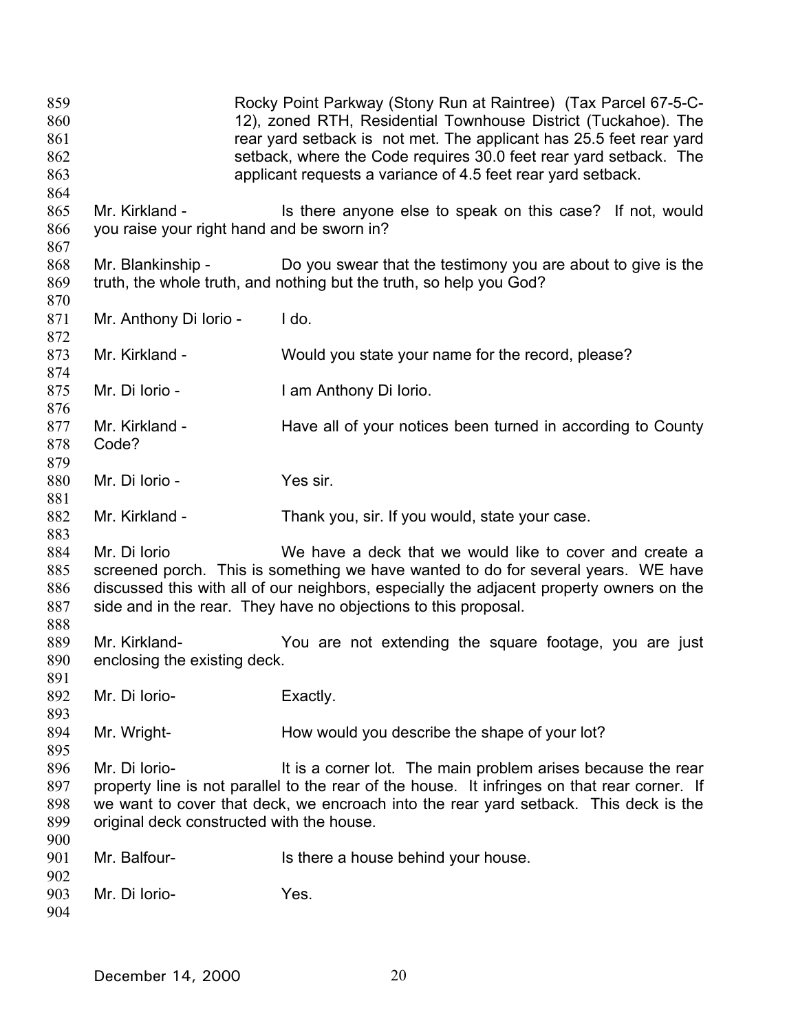Rocky Point Parkway (Stony Run at Raintree) (Tax Parcel 67-5-C-12), zoned RTH, Residential Townhouse District (Tuckahoe). The rear yard setback is not met. The applicant has 25.5 feet rear yard setback, where the Code requires 30.0 feet rear yard setback. The applicant requests a variance of 4.5 feet rear yard setback.

Mr. Kirkland - Is there anyone else to speak on this case? If not, would you raise your right hand and be sworn in?

Mr. Blankinship - Do you swear that the testimony you are about to give is the truth, the whole truth, and nothing but the truth, so help you God?

Mr. Anthony Di Iorio - I do.

Mr. Kirkland - Would you state your name for the record, please?

Mr. Di Iorio - I am Anthony Di Iorio.

Mr. Kirkland - Have all of your notices been turned in according to County Code?

Mr. Di Iorio - Yes sir.

Mr. Kirkland - Thank you, sir. If you would, state your case.

Mr. Di Iorio We have a deck that we would like to cover and create a screened porch. This is something we have wanted to do for several years. WE have discussed this with all of our neighbors, especially the adjacent property owners on the side and in the rear. They have no objections to this proposal.

Mr. Kirkland- You are not extending the square footage, you are just enclosing the existing deck.

Mr. Di Iorio- Exactly.

Mr. Wright- How would you describe the shape of your lot?

Mr. Di Iorio- It is a corner lot. The main problem arises because the rear property line is not parallel to the rear of the house. It infringes on that rear corner. If we want to cover that deck, we encroach into the rear yard setback. This deck is the original deck constructed with the house.

Mr. Balfour- Is there a house behind your house.

Mr. Di Iorio- Yes.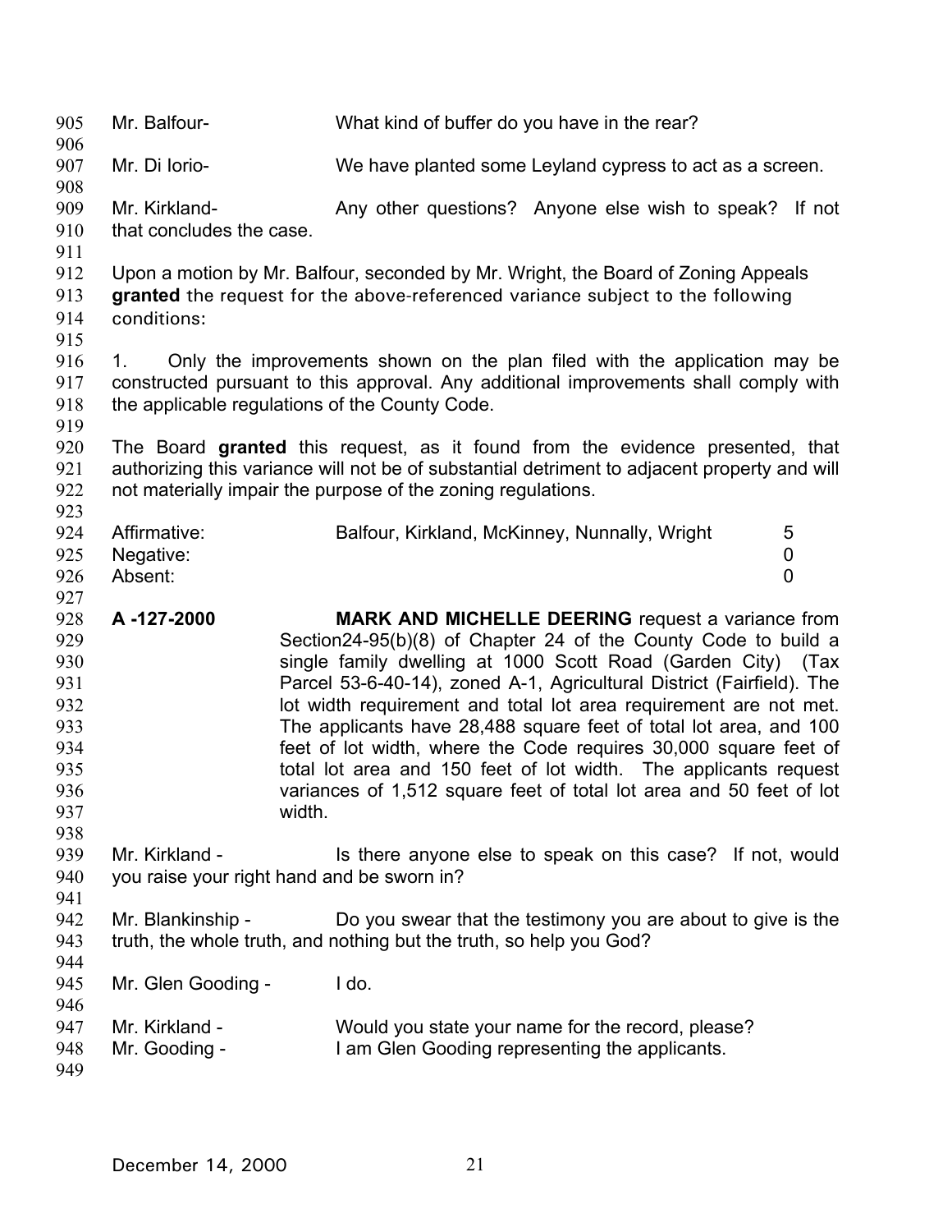Mr. Balfour- What kind of buffer do you have in the rear?

Mr. Di Iorio- We have planted some Leyland cypress to act as a screen.

Mr. Kirkland- Any other questions? Anyone else wish to speak? If not that concludes the case.

Upon a motion by Mr. Balfour, seconded by Mr. Wright, the Board of Zoning Appeals **granted** the request for the above-referenced variance subject to the following conditions:

1. Only the improvements shown on the plan filed with the application may be constructed pursuant to this approval. Any additional improvements shall comply with the applicable regulations of the County Code.

The Board **granted** this request, as it found from the evidence presented, that authorizing this variance will not be of substantial detriment to adjacent property and will not materially impair the purpose of the zoning regulations.

| | | |
|---|---|---|
| Affirmative: | Balfour, Kirkland, McKinney, Nunnally, Wright | 5 |
| Negative: | | 0 |
| Absent: | | 0 |

**A -127-2000** **MARK AND MICHELLE DEERING** request a variance from Section24-95(b)(8) of Chapter 24 of the County Code to build a single family dwelling at 1000 Scott Road (Garden City) (Tax Parcel 53-6-40-14), zoned A-1, Agricultural District (Fairfield). The lot width requirement and total lot area requirement are not met. The applicants have 28,488 square feet of total lot area, and 100 feet of lot width, where the Code requires 30,000 square feet of total lot area and 150 feet of lot width. The applicants request variances of 1,512 square feet of total lot area and 50 feet of lot width.

Mr. Kirkland - Is there anyone else to speak on this case? If not, would you raise your right hand and be sworn in?

Mr. Blankinship - Do you swear that the testimony you are about to give is the truth, the whole truth, and nothing but the truth, so help you God?

Mr. Glen Gooding - I do.

Mr. Kirkland - Would you state your name for the record, please?
Mr. Gooding - I am Glen Gooding representing the applicants.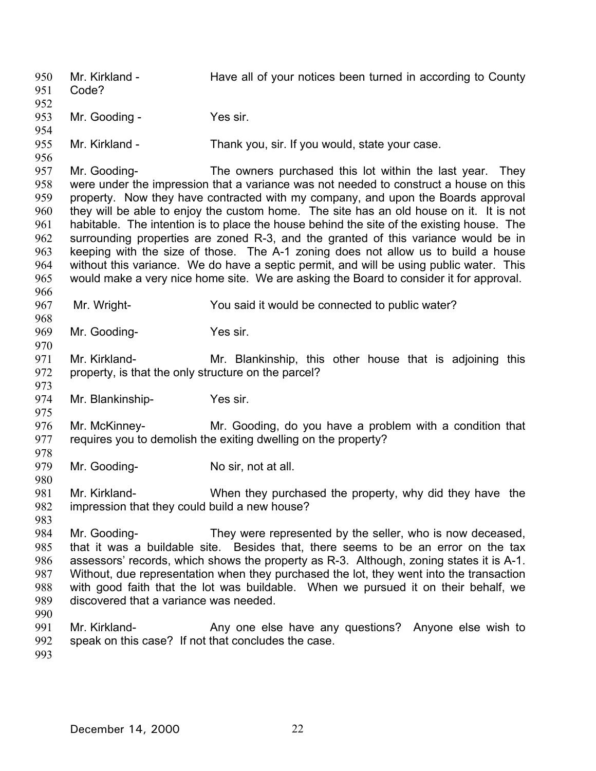950 Mr. Kirkland - Have all of your notices been turned in according to County
951 Code?
952
953 Mr. Gooding - Yes sir.
954
955 Mr. Kirkland - Thank you, sir. If you would, state your case.
956
957 Mr. Gooding- The owners purchased this lot within the last year. They
958 were under the impression that a variance was not needed to construct a house on this
959 property. Now they have contracted with my company, and upon the Boards approval
960 they will be able to enjoy the custom home. The site has an old house on it. It is not
961 habitable. The intention is to place the house behind the site of the existing house. The
962 surrounding properties are zoned R-3, and the granted of this variance would be in
963 keeping with the size of those. The A-1 zoning does not allow us to build a house
964 without this variance. We do have a septic permit, and will be using public water. This
965 would make a very nice home site. We are asking the Board to consider it for approval.
966
967 Mr. Wright- You said it would be connected to public water?
968
969 Mr. Gooding- Yes sir.
970
971 Mr. Kirkland- Mr. Blankinship, this other house that is adjoining this
972 property, is that the only structure on the parcel?
973
974 Mr. Blankinship- Yes sir.
975
976 Mr. McKinney- Mr. Gooding, do you have a problem with a condition that
977 requires you to demolish the exiting dwelling on the property?
978
979 Mr. Gooding- No sir, not at all.
980
981 Mr. Kirkland- When they purchased the property, why did they have the
982 impression that they could build a new house?
983
984 Mr. Gooding- They were represented by the seller, who is now deceased,
985 that it was a buildable site. Besides that, there seems to be an error on the tax
986 assessors' records, which shows the property as R-3. Although, zoning states it is A-1.
987 Without, due representation when they purchased the lot, they went into the transaction
988 with good faith that the lot was buildable. When we pursued it on their behalf, we
989 discovered that a variance was needed.
990
991 Mr. Kirkland- Any one else have any questions? Anyone else wish to
992 speak on this case? If not that concludes the case.
993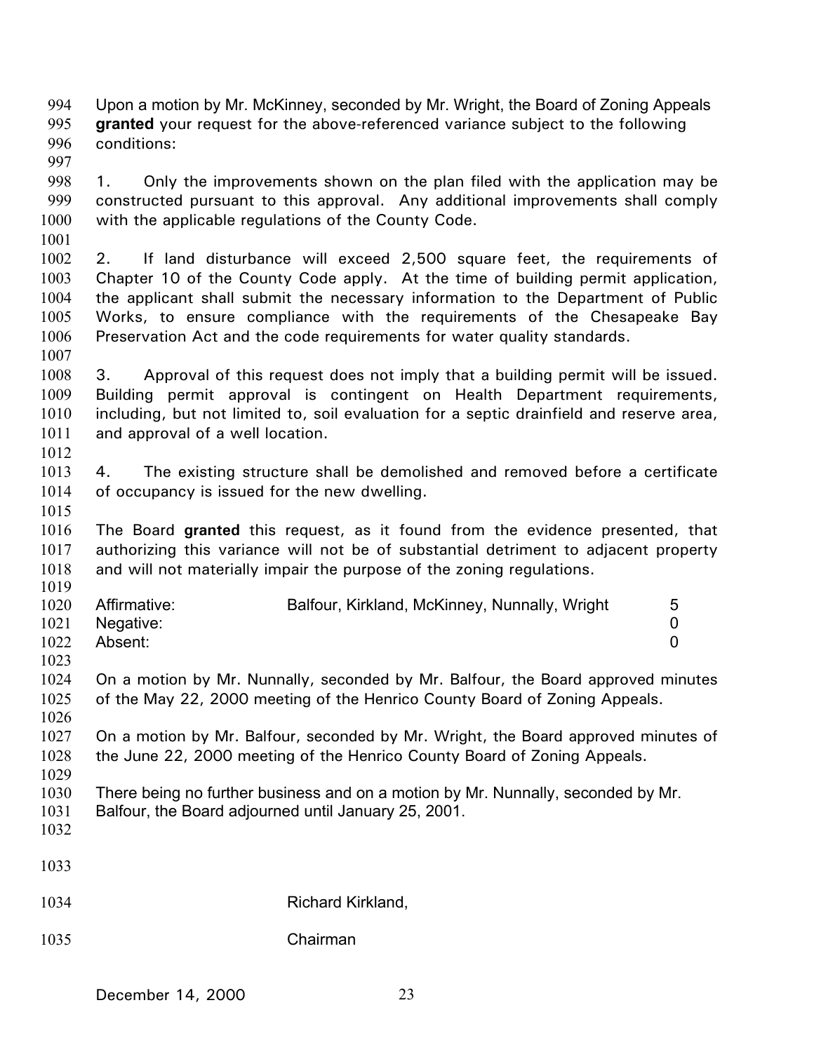Upon a motion by Mr. McKinney, seconded by Mr. Wright, the Board of Zoning Appeals **granted** your request for the above-referenced variance subject to the following conditions:

1. Only the improvements shown on the plan filed with the application may be constructed pursuant to this approval. Any additional improvements shall comply with the applicable regulations of the County Code.

2. If land disturbance will exceed 2,500 square feet, the requirements of Chapter 10 of the County Code apply. At the time of building permit application, the applicant shall submit the necessary information to the Department of Public Works, to ensure compliance with the requirements of the Chesapeake Bay Preservation Act and the code requirements for water quality standards.

3. Approval of this request does not imply that a building permit will be issued. Building permit approval is contingent on Health Department requirements, including, but not limited to, soil evaluation for a septic drainfield and reserve area, and approval of a well location.

4. The existing structure shall be demolished and removed before a certificate of occupancy is issued for the new dwelling.

The Board **granted** this request, as it found from the evidence presented, that authorizing this variance will not be of substantial detriment to adjacent property and will not materially impair the purpose of the zoning regulations.

| | | |
|---|---|---|
| Affirmative: | Balfour, Kirkland, McKinney, Nunnally, Wright | 5 |
| Negative: | | 0 |
| Absent: | | 0 |

On a motion by Mr. Nunnally, seconded by Mr. Balfour, the Board approved minutes of the May 22, 2000 meeting of the Henrico County Board of Zoning Appeals.

On a motion by Mr. Balfour, seconded by Mr. Wright, the Board approved minutes of the June 22, 2000 meeting of the Henrico County Board of Zoning Appeals.

There being no further business and on a motion by Mr. Nunnally, seconded by Mr. Balfour, the Board adjourned until January 25, 2001.

Richard Kirkland,

Chairman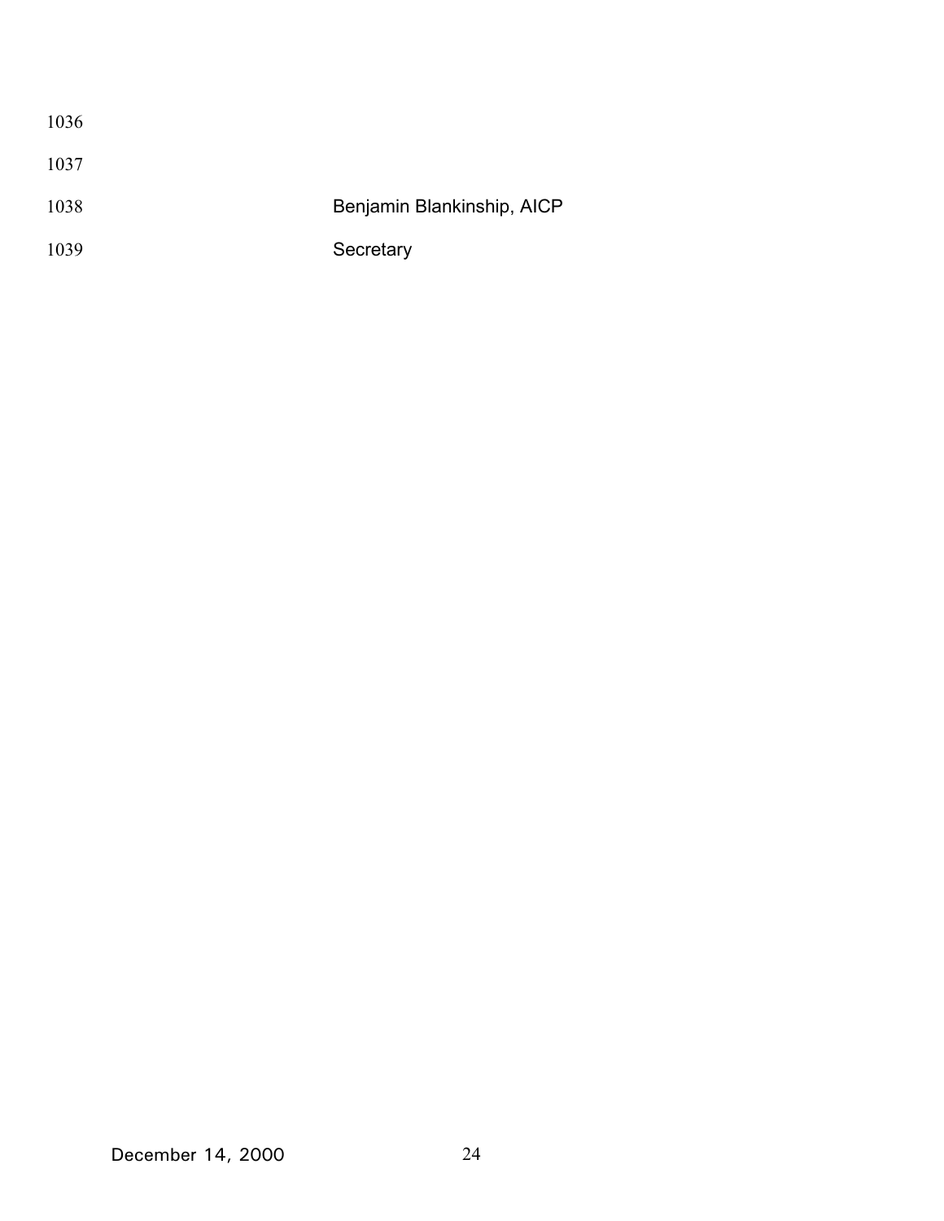Benjamin Blankinship, AICP

Secretary